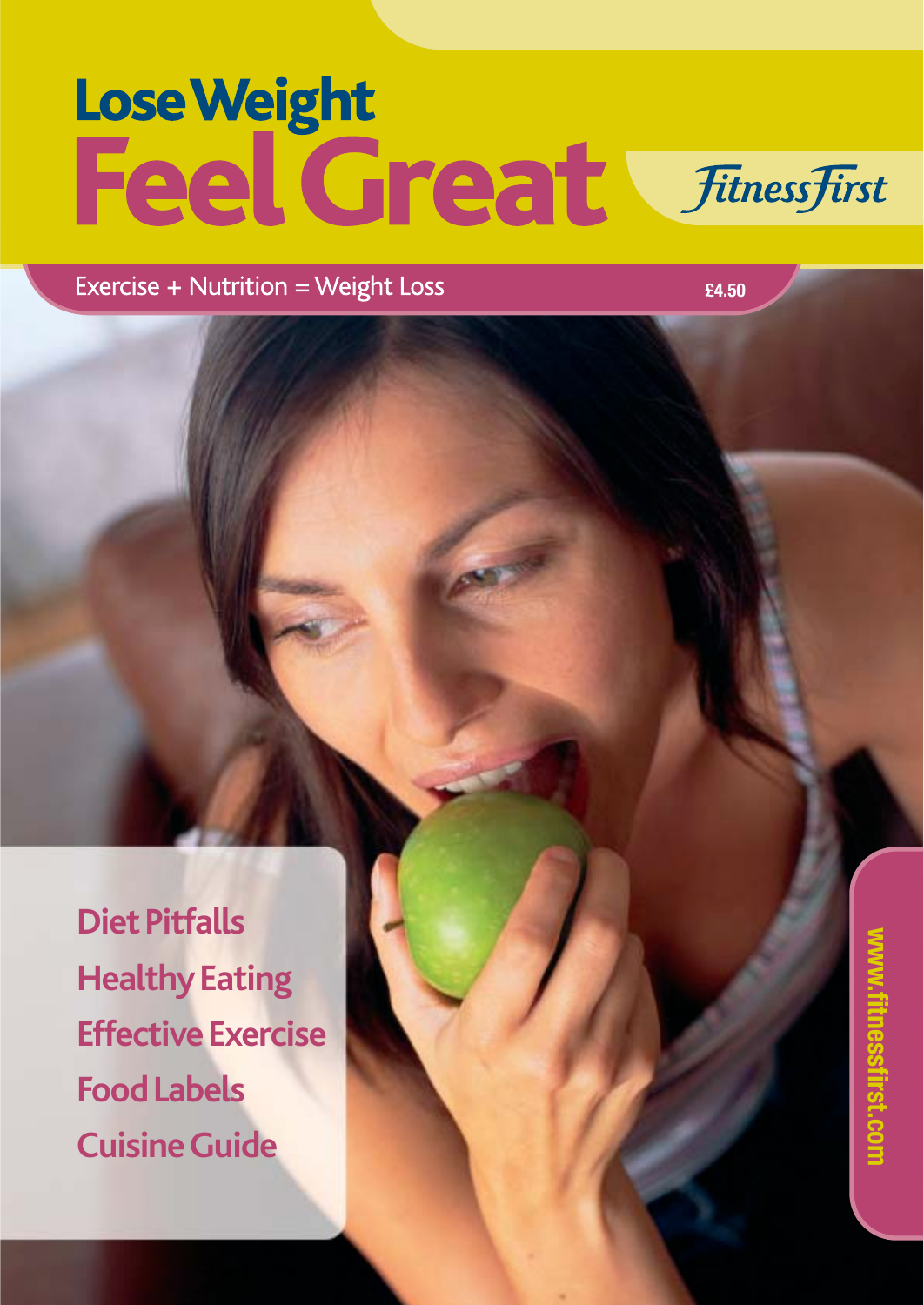# Lose Weight Feel Great

Fitness First

Exercise + Nutrition = Weight Loss

£4.50

- Diet Pitfalls
- Healthy Eating
- Effective Exercise
- Food Labels
- Cuisine Guide

www.fitnessfirst.com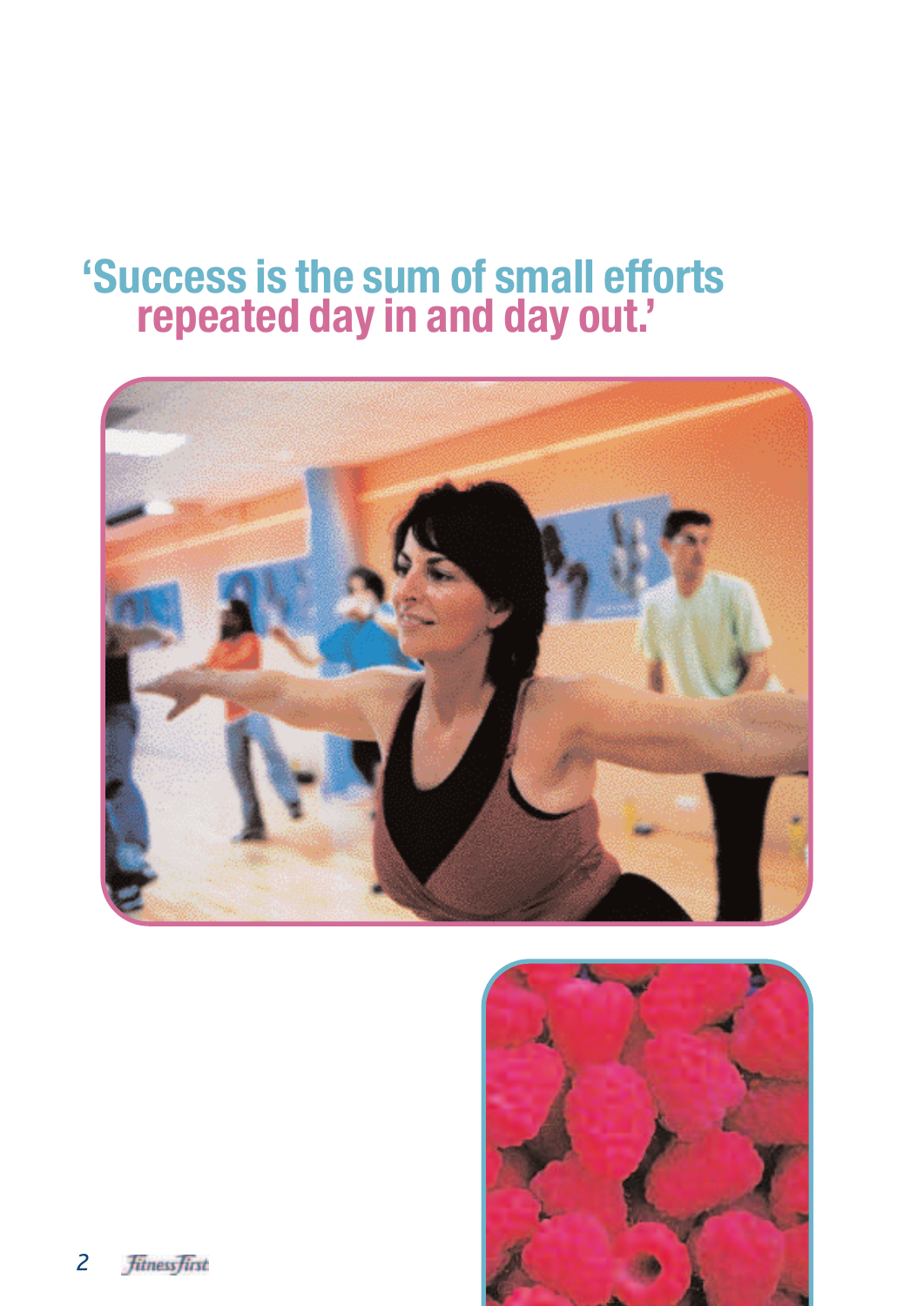‘Success is the sum of small efforts repeated day in and day out.’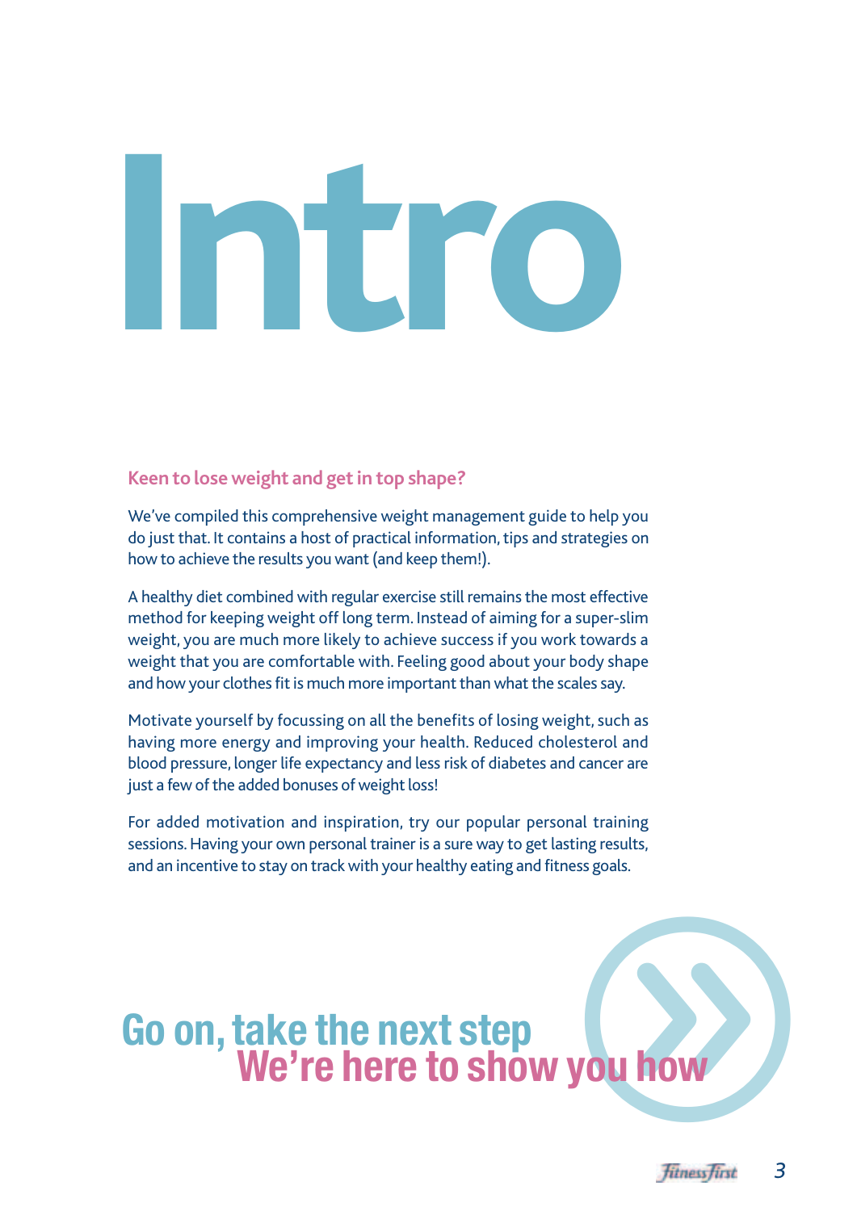# Intro

**Keen to lose weight and get in top shape?**

We've compiled this comprehensive weight management guide to help you do just that. It contains a host of practical information, tips and strategies on how to achieve the results you want (and keep them!).

A healthy diet combined with regular exercise still remains the most effective method for keeping weight off long term. Instead of aiming for a super-slim weight, you are much more likely to achieve success if you work towards a weight that you are comfortable with. Feeling good about your body shape and how your clothes fit is much more important than what the scales say.

Motivate yourself by focussing on all the benefits of losing weight, such as having more energy and improving your health. Reduced cholesterol and blood pressure, longer life expectancy and less risk of diabetes and cancer are just a few of the added bonuses of weight loss!

For added motivation and inspiration, try our popular personal training sessions. Having your own personal trainer is a sure way to get lasting results, and an incentive to stay on track with your healthy eating and fitness goals.

## Go on, take the next step
## We're here to show you how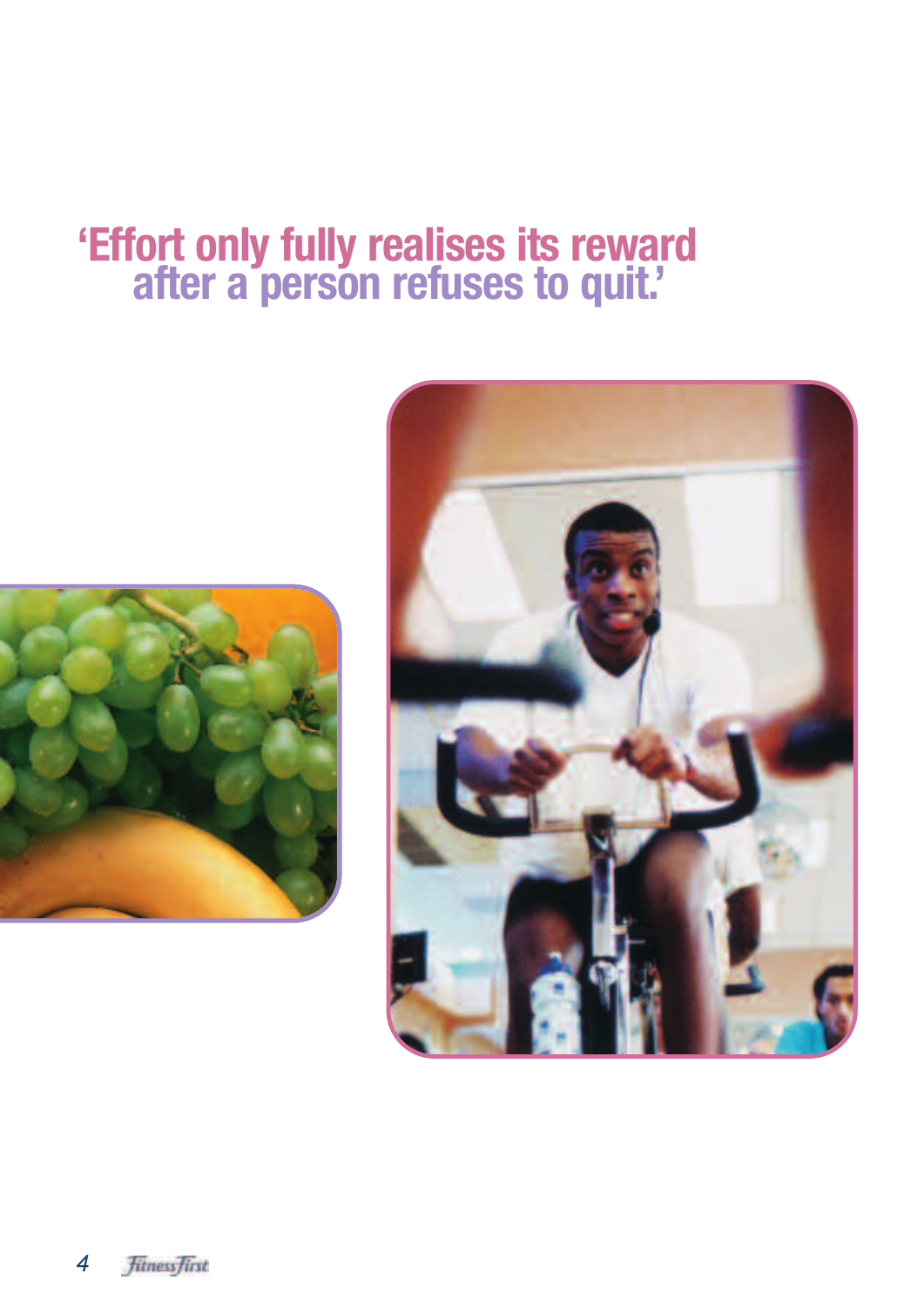# 'Effort only fully realises its reward after a person refuses to quit.'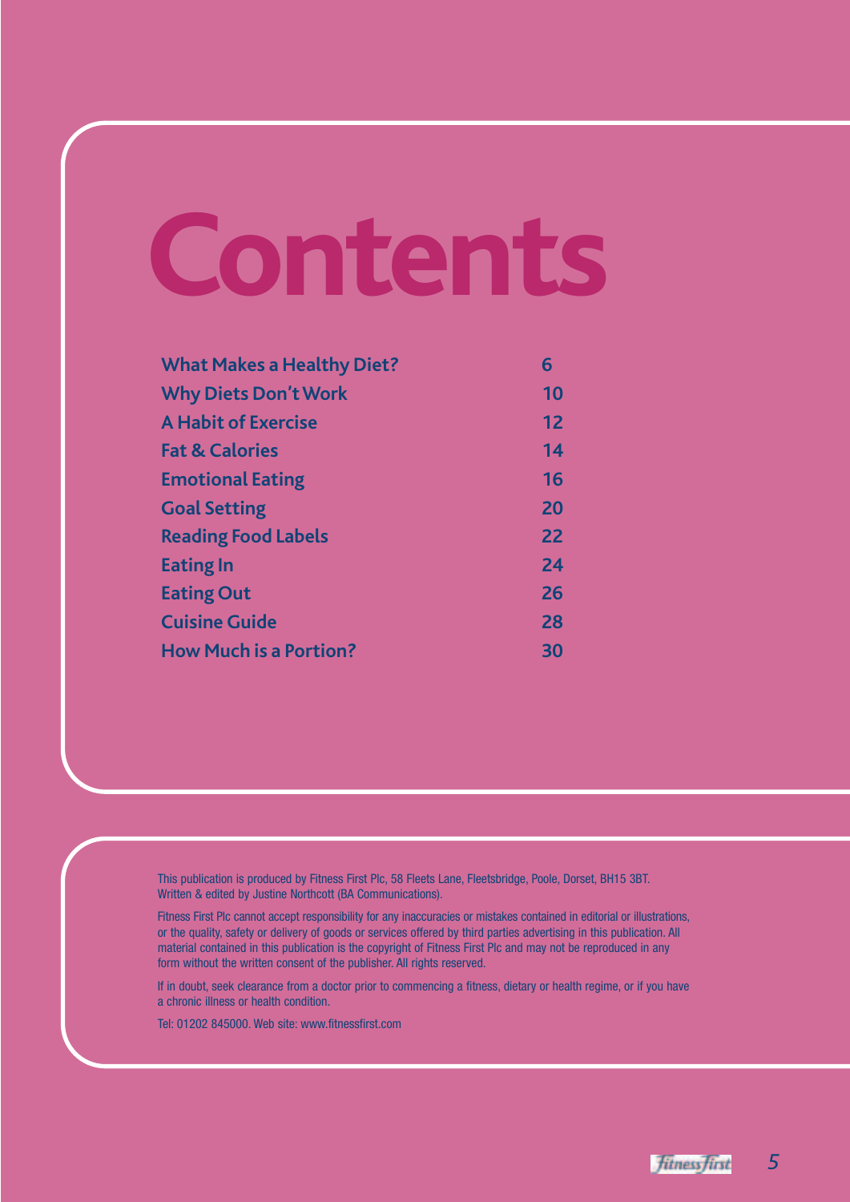# Contents

| | |
|---|---|
| **What Makes a Healthy Diet?** | **6** |
| **Why Diets Don't Work** | **10** |
| **A Habit of Exercise** | **12** |
| **Fat & Calories** | **14** |
| **Emotional Eating** | **16** |
| **Goal Setting** | **20** |
| **Reading Food Labels** | **22** |
| **Eating In** | **24** |
| **Eating Out** | **26** |
| **Cuisine Guide** | **28** |
| **How Much is a Portion?** | **30** |

This publication is produced by Fitness First Plc, 58 Fleets Lane, Fleetsbridge, Poole, Dorset, BH15 3BT. Written & edited by Justine Northcott (BA Communications).

Fitness First Plc cannot accept responsibility for any inaccuracies or mistakes contained in editorial or illustrations, or the quality, safety or delivery of goods or services offered by third parties advertising in this publication. All material contained in this publication is the copyright of Fitness First Plc and may not be reproduced in any form without the written consent of the publisher. All rights reserved.

If in doubt, seek clearance from a doctor prior to commencing a fitness, dietary or health regime, or if you have a chronic illness or health condition.

Tel: 01202 845000. Web site: www.fitnessfirst.com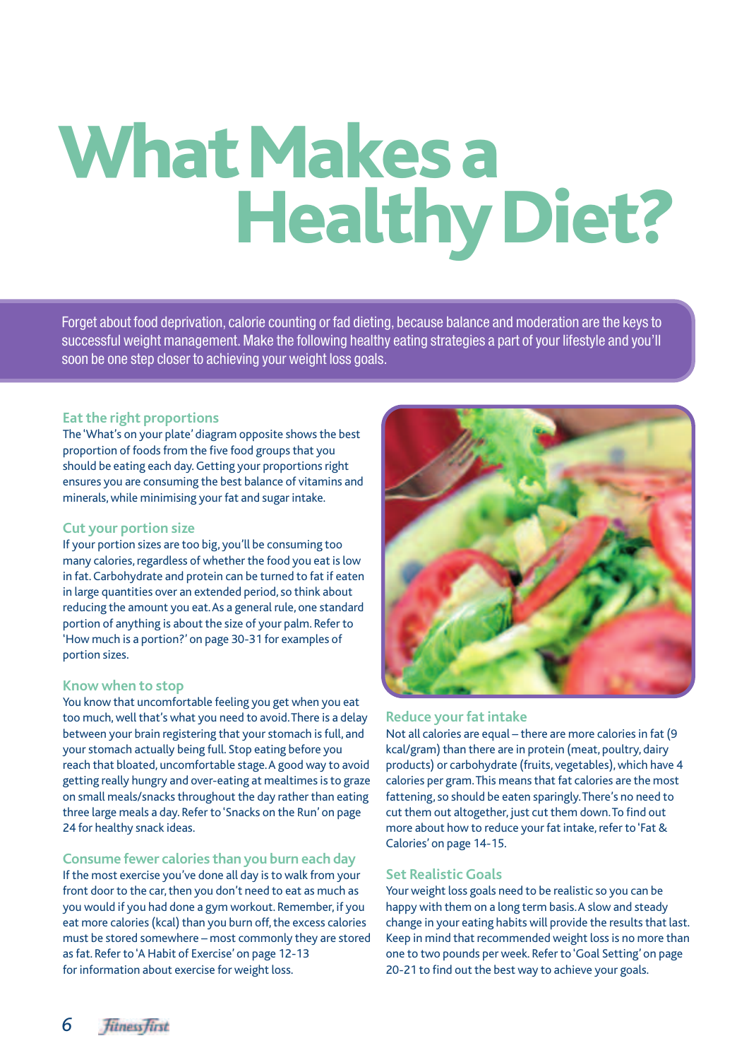# What Makes a Healthy Diet?

Forget about food deprivation, calorie counting or fad dieting, because balance and moderation are the keys to successful weight management. Make the following healthy eating strategies a part of your lifestyle and you'll soon be one step closer to achieving your weight loss goals.

## Eat the right proportions

The 'What's on your plate' diagram opposite shows the best proportion of foods from the five food groups that you should be eating each day. Getting your proportions right ensures you are consuming the best balance of vitamins and minerals, while minimising your fat and sugar intake.

## Cut your portion size

If your portion sizes are too big, you'll be consuming too many calories, regardless of whether the food you eat is low in fat. Carbohydrate and protein can be turned to fat if eaten in large quantities over an extended period, so think about reducing the amount you eat. As a general rule, one standard portion of anything is about the size of your palm. Refer to 'How much is a portion?' on page 30-31 for examples of portion sizes.

## Know when to stop

You know that uncomfortable feeling you get when you eat too much, well that's what you need to avoid. There is a delay between your brain registering that your stomach is full, and your stomach actually being full. Stop eating before you reach that bloated, uncomfortable stage. A good way to avoid getting really hungry and over-eating at mealtimes is to graze on small meals/snacks throughout the day rather than eating three large meals a day. Refer to 'Snacks on the Run' on page 24 for healthy snack ideas.

## Consume fewer calories than you burn each day

If the most exercise you've done all day is to walk from your front door to the car, then you don't need to eat as much as you would if you had done a gym workout. Remember, if you eat more calories (kcal) than you burn off, the excess calories must be stored somewhere – most commonly they are stored as fat. Refer to 'A Habit of Exercise' on page 12-13 for information about exercise for weight loss.

## Reduce your fat intake

Not all calories are equal – there are more calories in fat (9 kcal/gram) than there are in protein (meat, poultry, dairy products) or carbohydrate (fruits, vegetables), which have 4 calories per gram. This means that fat calories are the most fattening, so should be eaten sparingly. There's no need to cut them out altogether, just cut them down. To find out more about how to reduce your fat intake, refer to 'Fat & Calories' on page 14-15.

## Set Realistic Goals

Your weight loss goals need to be realistic so you can be happy with them on a long term basis. A slow and steady change in your eating habits will provide the results that last. Keep in mind that recommended weight loss is no more than one to two pounds per week. Refer to 'Goal Setting' on page 20-21 to find out the best way to achieve your goals.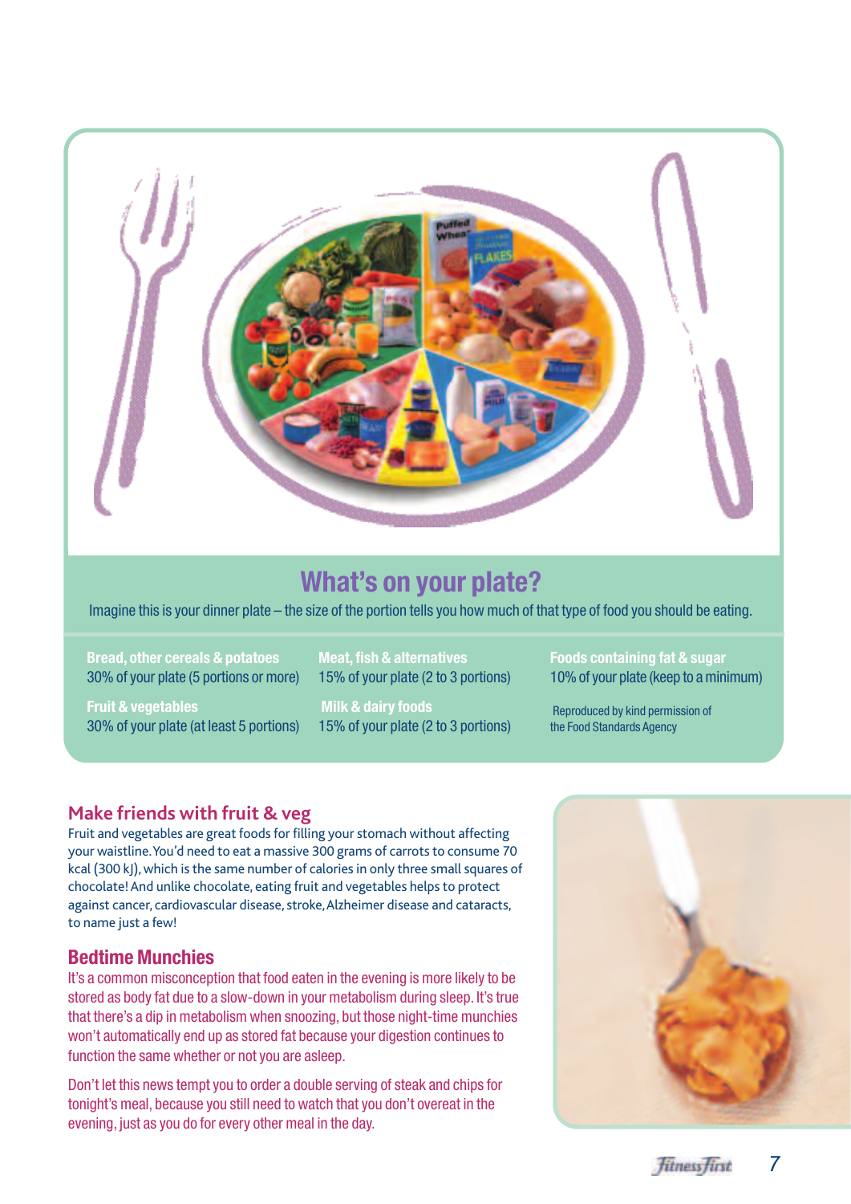## What's on your plate?

Imagine this is your dinner plate – the size of the portion tells you how much of that type of food you should be eating.

**Bread, other cereals & potatoes**
30% of your plate (5 portions or more)

**Fruit & vegetables**
30% of your plate (at least 5 portions)

**Meat, fish & alternatives**
15% of your plate (2 to 3 portions)

**Milk & dairy foods**
15% of your plate (2 to 3 portions)

**Foods containing fat & sugar**
10% of your plate (keep to a minimum)

Reproduced by kind permission of the Food Standards Agency

### Make friends with fruit & veg

Fruit and vegetables are great foods for filling your stomach without affecting your waistline. You'd need to eat a massive 300 grams of carrots to consume 70 kcal (300 kJ), which is the same number of calories in only three small squares of chocolate! And unlike chocolate, eating fruit and vegetables helps to protect against cancer, cardiovascular disease, stroke, Alzheimer disease and cataracts, to name just a few!

### Bedtime Munchies

It's a common misconception that food eaten in the evening is more likely to be stored as body fat due to a slow-down in your metabolism during sleep. It's true that there's a dip in metabolism when snoozing, but those night-time munchies won't automatically end up as stored fat because your digestion continues to function the same whether or not you are asleep.

Don't let this news tempt you to order a double serving of steak and chips for tonight's meal, because you still need to watch that you don't overeat in the evening, just as you do for every other meal in the day.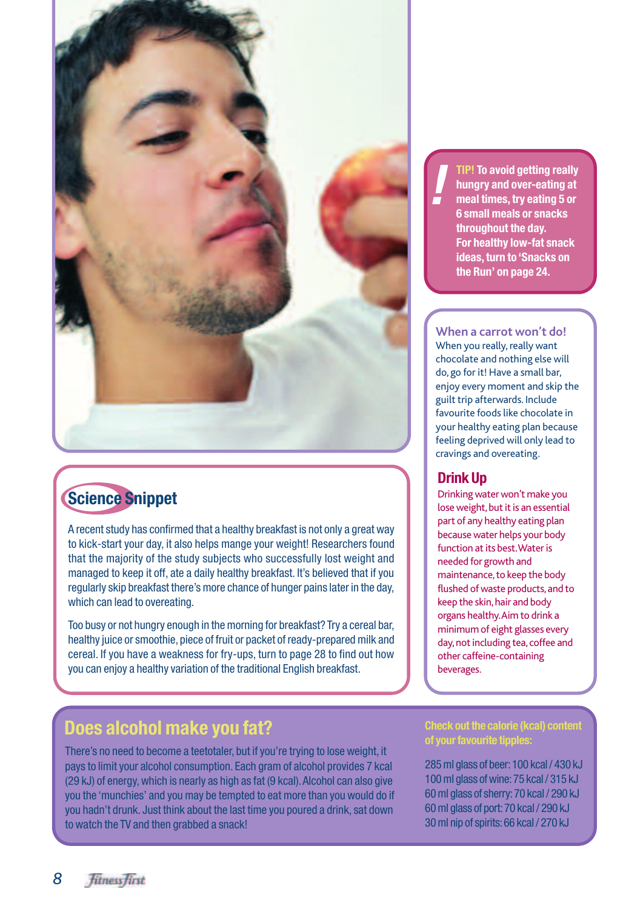**TIP!** To avoid getting really hungry and over-eating at meal times, try eating 5 or 6 small meals or snacks throughout the day. For healthy low-fat snack ideas, turn to 'Snacks on the Run' on page 24.

## Science Snippet

A recent study has confirmed that a healthy breakfast is not only a great way to kick-start your day, it also helps mange your weight! Researchers found that the majority of the study subjects who successfully lost weight and managed to keep it off, ate a daily healthy breakfast. It's believed that if you regularly skip breakfast there's more chance of hunger pains later in the day, which can lead to overeating.

Too busy or not hungry enough in the morning for breakfast? Try a cereal bar, healthy juice or smoothie, piece of fruit or packet of ready-prepared milk and cereal. If you have a weakness for fry-ups, turn to page 28 to find out how you can enjoy a healthy variation of the traditional English breakfast.

### When a carrot won't do!

When you really, really want chocolate and nothing else will do, go for it! Have a small bar, enjoy every moment and skip the guilt trip afterwards. Include favourite foods like chocolate in your healthy eating plan because feeling deprived will only lead to cravings and overeating.

## Drink Up

Drinking water won't make you lose weight, but it is an essential part of any healthy eating plan because water helps your body function at its best. Water is needed for growth and maintenance, to keep the body flushed of waste products, and to keep the skin, hair and body organs healthy. Aim to drink a minimum of eight glasses every day, not including tea, coffee and other caffeine-containing beverages.

## Does alcohol make you fat?

There's no need to become a teetotaler, but if you're trying to lose weight, it pays to limit your alcohol consumption. Each gram of alcohol provides 7 kcal (29 kJ) of energy, which is nearly as high as fat (9 kcal). Alcohol can also give you the 'munchies' and you may be tempted to eat more than you would do if you hadn't drunk. Just think about the last time you poured a drink, sat down to watch the TV and then grabbed a snack!

**Check out the calorie (kcal) content of your favourite tipples:**

285 ml glass of beer: 100 kcal / 430 kJ
100 ml glass of wine: 75 kcal / 315 kJ
60 ml glass of sherry: 70 kcal / 290 kJ
60 ml glass of port: 70 kcal / 290 kJ
30 ml nip of spirits: 66 kcal / 270 kJ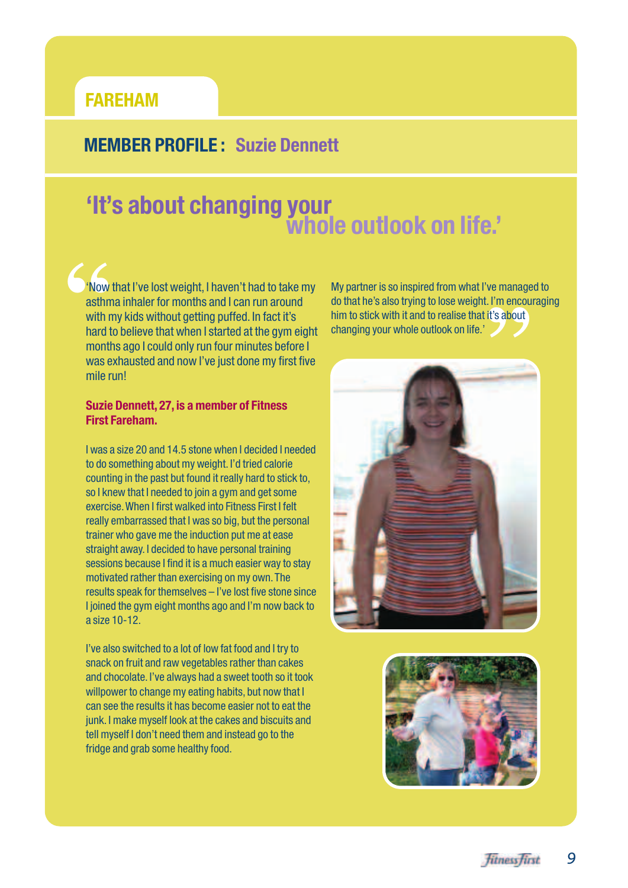FAREHAM

## MEMBER PROFILE : Suzie Dennett

# 'It's about changing your whole outlook on life.'

'Now that I've lost weight, I haven't had to take my asthma inhaler for months and I can run around with my kids without getting puffed. In fact it's hard to believe that when I started at the gym eight months ago I could only run four minutes before I was exhausted and now I've just done my first five mile run!

**Suzie Dennett, 27, is a member of Fitness First Fareham.**

I was a size 20 and 14.5 stone when I decided I needed to do something about my weight. I'd tried calorie counting in the past but found it really hard to stick to, so I knew that I needed to join a gym and get some exercise. When I first walked into Fitness First I felt really embarrassed that I was so big, but the personal trainer who gave me the induction put me at ease straight away. I decided to have personal training sessions because I find it is a much easier way to stay motivated rather than exercising on my own. The results speak for themselves – I've lost five stone since I joined the gym eight months ago and I'm now back to a size 10-12.

I've also switched to a lot of low fat food and I try to snack on fruit and raw vegetables rather than cakes and chocolate. I've always had a sweet tooth so it took willpower to change my eating habits, but now that I can see the results it has become easier not to eat the junk. I make myself look at the cakes and biscuits and tell myself I don't need them and instead go to the fridge and grab some healthy food.

My partner is so inspired from what I've managed to do that he's also trying to lose weight. I'm encouraging him to stick with it and to realise that it's about changing your whole outlook on life.'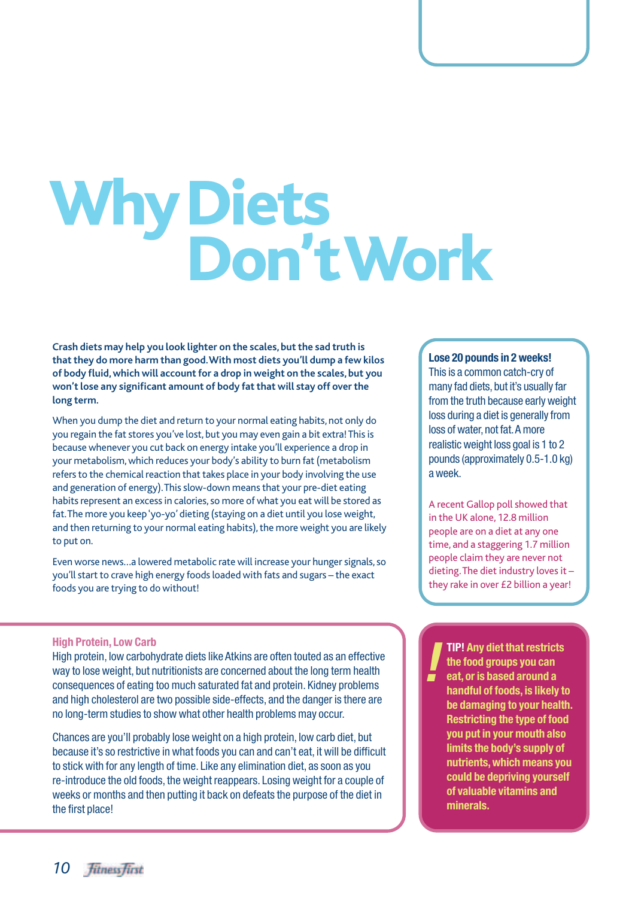# Why Diets Don't Work

**Crash diets may help you look lighter on the scales, but the sad truth is that they do more harm than good. With most diets you'll dump a few kilos of body fluid, which will account for a drop in weight on the scales, but you won't lose any significant amount of body fat that will stay off over the long term.**

When you dump the diet and return to your normal eating habits, not only do you regain the fat stores you've lost, but you may even gain a bit extra! This is because whenever you cut back on energy intake you'll experience a drop in your metabolism, which reduces your body's ability to burn fat (metabolism refers to the chemical reaction that takes place in your body involving the use and generation of energy). This slow-down means that your pre-diet eating habits represent an excess in calories, so more of what you eat will be stored as fat. The more you keep 'yo-yo' dieting (staying on a diet until you lose weight, and then returning to your normal eating habits), the more weight you are likely to put on.

Even worse news…a lowered metabolic rate will increase your hunger signals, so you'll start to crave high energy foods loaded with fats and sugars – the exact foods you are trying to do without!

**Lose 20 pounds in 2 weeks!**

This is a common catch-cry of many fad diets, but it's usually far from the truth because early weight loss during a diet is generally from loss of water, not fat. A more realistic weight loss goal is 1 to 2 pounds (approximately 0.5-1.0 kg) a week.

A recent Gallop poll showed that in the UK alone, 12.8 million people are on a diet at any one time, and a staggering 1.7 million people claim they are never not dieting. The diet industry loves it – they rake in over £2 billion a year!

### High Protein, Low Carb

High protein, low carbohydrate diets like Atkins are often touted as an effective way to lose weight, but nutritionists are concerned about the long term health consequences of eating too much saturated fat and protein. Kidney problems and high cholesterol are two possible side-effects, and the danger is there are no long-term studies to show what other health problems may occur.

Chances are you'll probably lose weight on a high protein, low carb diet, but because it's so restrictive in what foods you can and can't eat, it will be difficult to stick with for any length of time. Like any elimination diet, as soon as you re-introduce the old foods, the weight reappears. Losing weight for a couple of weeks or months and then putting it back on defeats the purpose of the diet in the first place!

**TIP! Any diet that restricts the food groups you can eat, or is based around a handful of foods, is likely to be damaging to your health. Restricting the type of food you put in your mouth also limits the body's supply of nutrients, which means you could be depriving yourself of valuable vitamins and minerals.**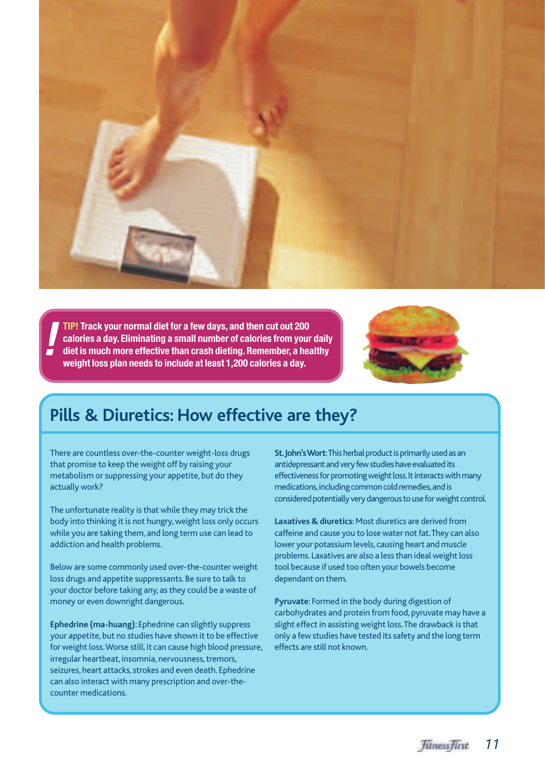**TIP!** Track your normal diet for a few days, and then cut out 200 calories a day. Eliminating a small number of calories from your daily diet is much more effective than crash dieting. Remember, a healthy weight loss plan needs to include at least 1,200 calories a day.

## Pills & Diuretics: How effective are they?

There are countless over-the-counter weight-loss drugs that promise to keep the weight off by raising your metabolism or suppressing your appetite, but do they actually work?

The unfortunate reality is that while they may trick the body into thinking it is not hungry, weight loss only occurs while you are taking them, and long term use can lead to addiction and health problems.

Below are some commonly used over-the-counter weight loss drugs and appetite suppressants. Be sure to talk to your doctor before taking any, as they could be a waste of money or even downright dangerous.

**Ephedrine (ma-huang)**: Ephedrine can slightly suppress your appetite, but no studies have shown it to be effective for weight loss. Worse still, it can cause high blood pressure, irregular heartbeat, insomnia, nervousness, tremors, seizures, heart attacks, strokes and even death. Ephedrine can also interact with many prescription and over-the-counter medications.

**St. John's Wort**: This herbal product is primarily used as an antidepressant and very few studies have evaluated its effectiveness for promoting weight loss. It interacts with many medications, including common cold remedies, and is considered potentially very dangerous to use for weight control.

**Laxatives & diuretics**: Most diuretics are derived from caffeine and cause you to lose water not fat. They can also lower your potassium levels, causing heart and muscle problems. Laxatives are also a less than ideal weight loss tool because if used too often your bowels become dependant on them.

**Pyruvate**: Formed in the body during digestion of carbohydrates and protein from food, pyruvate may have a slight effect in assisting weight loss. The drawback is that only a few studies have tested its safety and the long term effects are still not known.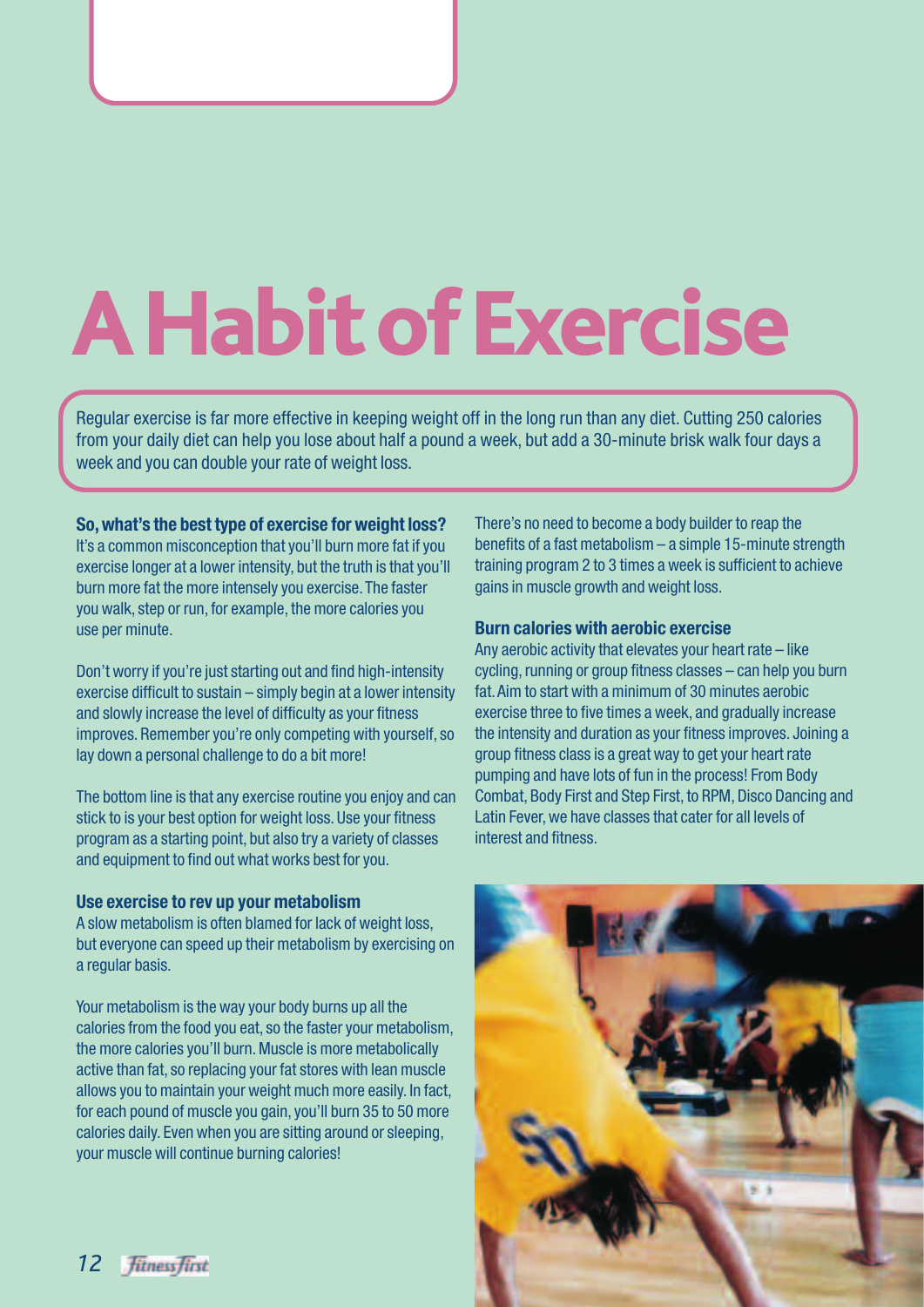# A Habit of Exercise

Regular exercise is far more effective in keeping weight off in the long run than any diet. Cutting 250 calories from your daily diet can help you lose about half a pound a week, but add a 30-minute brisk walk four days a week and you can double your rate of weight loss.

**So, what's the best type of exercise for weight loss?**
It's a common misconception that you'll burn more fat if you exercise longer at a lower intensity, but the truth is that you'll burn more fat the more intensely you exercise. The faster you walk, step or run, for example, the more calories you use per minute.

Don't worry if you're just starting out and find high-intensity exercise difficult to sustain – simply begin at a lower intensity and slowly increase the level of difficulty as your fitness improves. Remember you're only competing with yourself, so lay down a personal challenge to do a bit more!

The bottom line is that any exercise routine you enjoy and can stick to is your best option for weight loss. Use your fitness program as a starting point, but also try a variety of classes and equipment to find out what works best for you.

**Use exercise to rev up your metabolism**
A slow metabolism is often blamed for lack of weight loss, but everyone can speed up their metabolism by exercising on a regular basis.

Your metabolism is the way your body burns up all the calories from the food you eat, so the faster your metabolism, the more calories you'll burn. Muscle is more metabolically active than fat, so replacing your fat stores with lean muscle allows you to maintain your weight much more easily. In fact, for each pound of muscle you gain, you'll burn 35 to 50 more calories daily. Even when you are sitting around or sleeping, your muscle will continue burning calories!

There's no need to become a body builder to reap the benefits of a fast metabolism – a simple 15-minute strength training program 2 to 3 times a week is sufficient to achieve gains in muscle growth and weight loss.

**Burn calories with aerobic exercise**
Any aerobic activity that elevates your heart rate – like cycling, running or group fitness classes – can help you burn fat. Aim to start with a minimum of 30 minutes aerobic exercise three to five times a week, and gradually increase the intensity and duration as your fitness improves. Joining a group fitness class is a great way to get your heart rate pumping and have lots of fun in the process! From Body Combat, Body First and Step First, to RPM, Disco Dancing and Latin Fever, we have classes that cater for all levels of interest and fitness.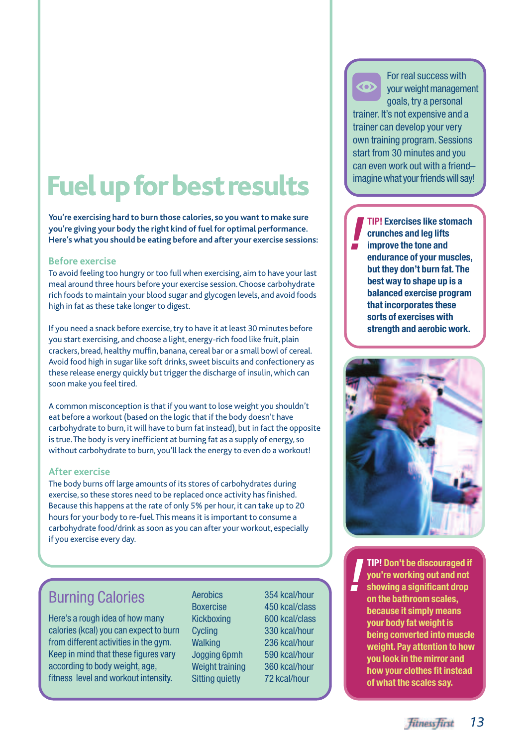# Fuel up for best results

**You're exercising hard to burn those calories, so you want to make sure you're giving your body the right kind of fuel for optimal performance. Here's what you should be eating before and after your exercise sessions:**

### Before exercise

To avoid feeling too hungry or too full when exercising, aim to have your last meal around three hours before your exercise session. Choose carbohydrate rich foods to maintain your blood sugar and glycogen levels, and avoid foods high in fat as these take longer to digest.

If you need a snack before exercise, try to have it at least 30 minutes before you start exercising, and choose a light, energy-rich food like fruit, plain crackers, bread, healthy muffin, banana, cereal bar or a small bowl of cereal. Avoid food high in sugar like soft drinks, sweet biscuits and confectionery as these release energy quickly but trigger the discharge of insulin, which can soon make you feel tired.

A common misconception is that if you want to lose weight you shouldn't eat before a workout (based on the logic that if the body doesn't have carbohydrate to burn, it will have to burn fat instead), but in fact the opposite is true. The body is very inefficient at burning fat as a supply of energy, so without carbohydrate to burn, you'll lack the energy to even do a workout!

### After exercise

The body burns off large amounts of its stores of carbohydrates during exercise, so these stores need to be replaced once activity has finished. Because this happens at the rate of only 5% per hour, it can take up to 20 hours for your body to re-fuel. This means it is important to consume a carbohydrate food/drink as soon as you can after your workout, especially if you exercise every day.

## Burning Calories

Here's a rough idea of how many calories (kcal) you can expect to burn from different activities in the gym. Keep in mind that these figures vary according to body weight, age, fitness level and workout intensity.

| Activity | Calories |
|---|---|
| Aerobics | 354 kcal/hour |
| Boxercise | 450 kcal/class |
| Kickboxing | 600 kcal/class |
| Cycling | 330 kcal/hour |
| Walking | 236 kcal/hour |
| Jogging 6pmh | 590 kcal/hour |
| Weight training | 360 kcal/hour |
| Sitting quietly | 72 kcal/hour |

For real success with your weight management goals, try a personal trainer. It's not expensive and a trainer can develop your very own training program. Sessions start from 30 minutes and you can even work out with a friend– imagine what your friends will say!

**TIP! Exercises like stomach crunches and leg lifts improve the tone and endurance of your muscles, but they don't burn fat. The best way to shape up is a balanced exercise program that incorporates these sorts of exercises with strength and aerobic work.**

**TIP! Don't be discouraged if you're working out and not showing a significant drop on the bathroom scales, because it simply means your body fat weight is being converted into muscle weight. Pay attention to how you look in the mirror and how your clothes fit instead of what the scales say.**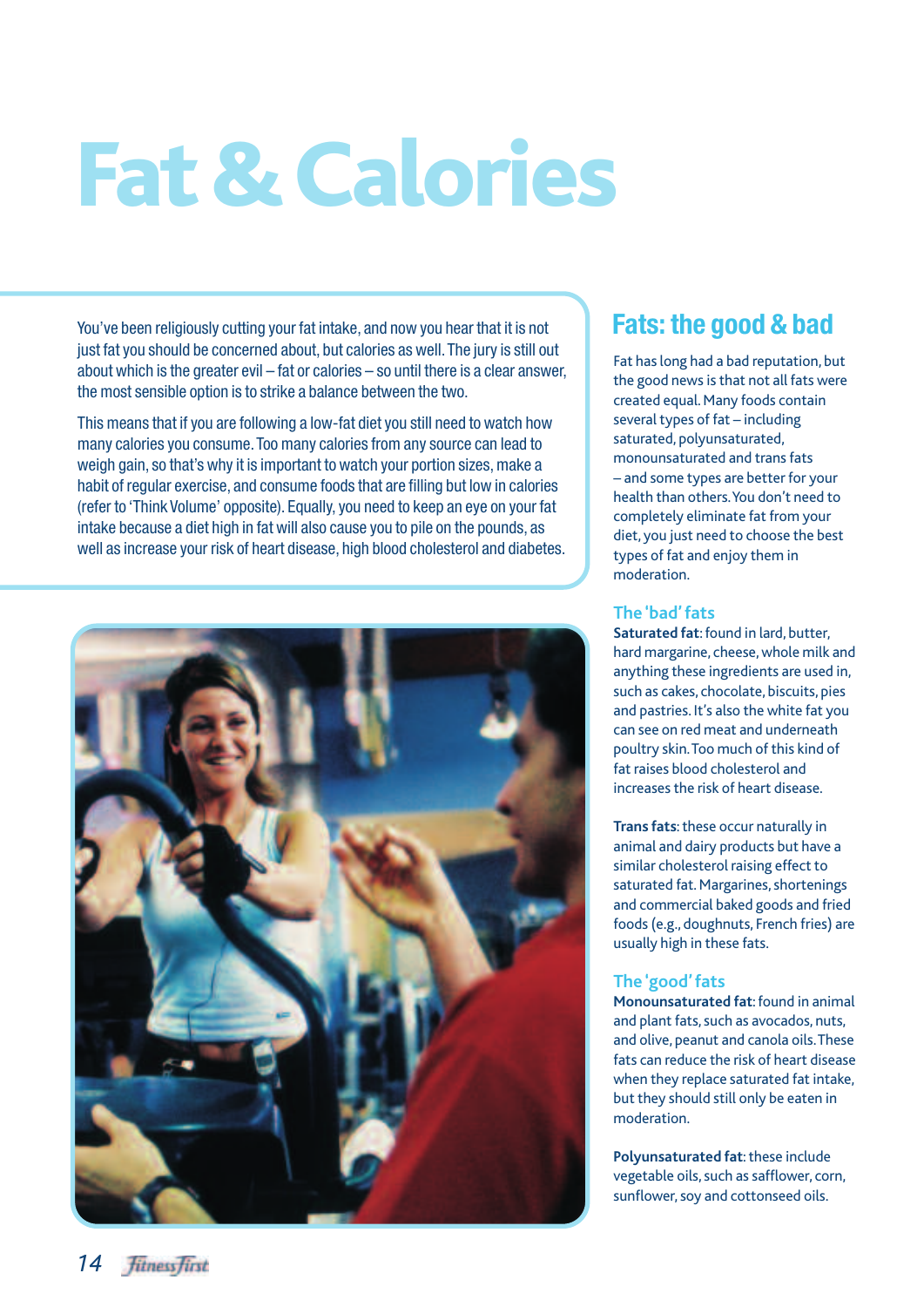# Fat & Calories

You've been religiously cutting your fat intake, and now you hear that it is not just fat you should be concerned about, but calories as well. The jury is still out about which is the greater evil – fat or calories – so until there is a clear answer, the most sensible option is to strike a balance between the two.

This means that if you are following a low-fat diet you still need to watch how many calories you consume. Too many calories from any source can lead to weigh gain, so that's why it is important to watch your portion sizes, make a habit of regular exercise, and consume foods that are filling but low in calories (refer to 'Think Volume' opposite). Equally, you need to keep an eye on your fat intake because a diet high in fat will also cause you to pile on the pounds, as well as increase your risk of heart disease, high blood cholesterol and diabetes.

## Fats: the good & bad

Fat has long had a bad reputation, but the good news is that not all fats were created equal. Many foods contain several types of fat – including saturated, polyunsaturated, monounsaturated and trans fats – and some types are better for your health than others. You don't need to completely eliminate fat from your diet, you just need to choose the best types of fat and enjoy them in moderation.

### The 'bad' fats

**Saturated fat**: found in lard, butter, hard margarine, cheese, whole milk and anything these ingredients are used in, such as cakes, chocolate, biscuits, pies and pastries. It's also the white fat you can see on red meat and underneath poultry skin. Too much of this kind of fat raises blood cholesterol and increases the risk of heart disease.

**Trans fats**: these occur naturally in animal and dairy products but have a similar cholesterol raising effect to saturated fat. Margarines, shortenings and commercial baked goods and fried foods (e.g., doughnuts, French fries) are usually high in these fats.

### The 'good' fats

**Monounsaturated fat**: found in animal and plant fats, such as avocados, nuts, and olive, peanut and canola oils. These fats can reduce the risk of heart disease when they replace saturated fat intake, but they should still only be eaten in moderation.

**Polyunsaturated fat**: these include vegetable oils, such as safflower, corn, sunflower, soy and cottonseed oils.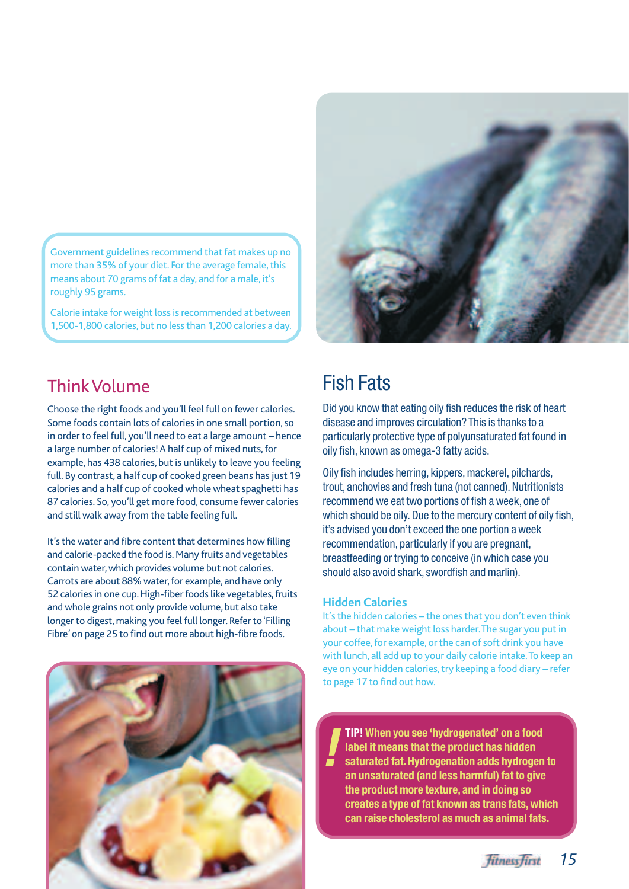Government guidelines recommend that fat makes up no more than 35% of your diet. For the average female, this means about 70 grams of fat a day, and for a male, it's roughly 95 grams.

Calorie intake for weight loss is recommended at between 1,500-1,800 calories, but no less than 1,200 calories a day.

## Think Volume

Choose the right foods and you'll feel full on fewer calories. Some foods contain lots of calories in one small portion, so in order to feel full, you'll need to eat a large amount – hence a large number of calories! A half cup of mixed nuts, for example, has 438 calories, but is unlikely to leave you feeling full. By contrast, a half cup of cooked green beans has just 19 calories and a half cup of cooked whole wheat spaghetti has 87 calories. So, you'll get more food, consume fewer calories and still walk away from the table feeling full.

It's the water and fibre content that determines how filling and calorie-packed the food is. Many fruits and vegetables contain water, which provides volume but not calories. Carrots are about 88% water, for example, and have only 52 calories in one cup. High-fiber foods like vegetables, fruits and whole grains not only provide volume, but also take longer to digest, making you feel full longer. Refer to 'Filling Fibre' on page 25 to find out more about high-fibre foods.

## Fish Fats

Did you know that eating oily fish reduces the risk of heart disease and improves circulation? This is thanks to a particularly protective type of polyunsaturated fat found in oily fish, known as omega-3 fatty acids.

Oily fish includes herring, kippers, mackerel, pilchards, trout, anchovies and fresh tuna (not canned). Nutritionists recommend we eat two portions of fish a week, one of which should be oily. Due to the mercury content of oily fish, it's advised you don't exceed the one portion a week recommendation, particularly if you are pregnant, breastfeeding or trying to conceive (in which case you should also avoid shark, swordfish and marlin).

### Hidden Calories

It's the hidden calories – the ones that you don't even think about – that make weight loss harder. The sugar you put in your coffee, for example, or the can of soft drink you have with lunch, all add up to your daily calorie intake. To keep an eye on your hidden calories, try keeping a food diary – refer to page 17 to find out how.

**TIP! When you see 'hydrogenated' on a food label it means that the product has hidden saturated fat. Hydrogenation adds hydrogen to an unsaturated (and less harmful) fat to give the product more texture, and in doing so creates a type of fat known as trans fats, which can raise cholesterol as much as animal fats.**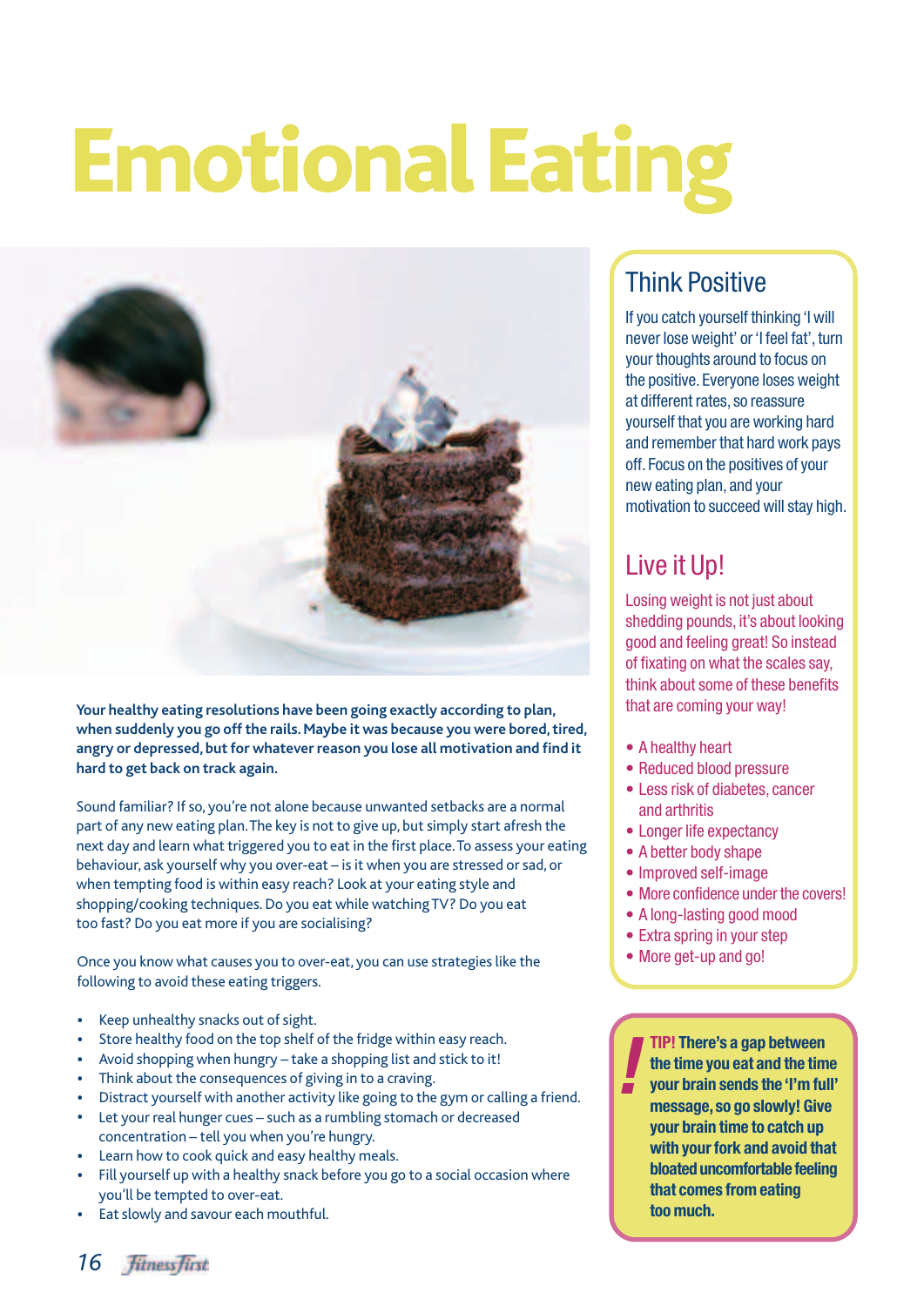# Emotional Eating

**Your healthy eating resolutions have been going exactly according to plan, when suddenly you go off the rails. Maybe it was because you were bored, tired, angry or depressed, but for whatever reason you lose all motivation and find it hard to get back on track again.**

Sound familiar? If so, you're not alone because unwanted setbacks are a normal part of any new eating plan. The key is not to give up, but simply start afresh the next day and learn what triggered you to eat in the first place. To assess your eating behaviour, ask yourself why you over-eat – is it when you are stressed or sad, or when tempting food is within easy reach? Look at your eating style and shopping/cooking techniques. Do you eat while watching TV? Do you eat too fast? Do you eat more if you are socialising?

Once you know what causes you to over-eat, you can use strategies like the following to avoid these eating triggers.

- Keep unhealthy snacks out of sight.
- Store healthy food on the top shelf of the fridge within easy reach.
- Avoid shopping when hungry – take a shopping list and stick to it!
- Think about the consequences of giving in to a craving.
- Distract yourself with another activity like going to the gym or calling a friend.
- Let your real hunger cues – such as a rumbling stomach or decreased concentration – tell you when you're hungry.
- Learn how to cook quick and easy healthy meals.
- Fill yourself up with a healthy snack before you go to a social occasion where you'll be tempted to over-eat.
- Eat slowly and savour each mouthful.

## Think Positive

If you catch yourself thinking 'I will never lose weight' or 'I feel fat', turn your thoughts around to focus on the positive. Everyone loses weight at different rates, so reassure yourself that you are working hard and remember that hard work pays off. Focus on the positives of your new eating plan, and your motivation to succeed will stay high.

## Live it Up!

Losing weight is not just about shedding pounds, it's about looking good and feeling great! So instead of fixating on what the scales say, think about some of these benefits that are coming your way!

- A healthy heart
- Reduced blood pressure
- Less risk of diabetes, cancer and arthritis
- Longer life expectancy
- A better body shape
- Improved self-image
- More confidence under the covers!
- A long-lasting good mood
- Extra spring in your step
- More get-up and go!

**TIP! There's a gap between the time you eat and the time your brain sends the 'I'm full' message, so go slowly! Give your brain time to catch up with your fork and avoid that bloated uncomfortable feeling that comes from eating too much.**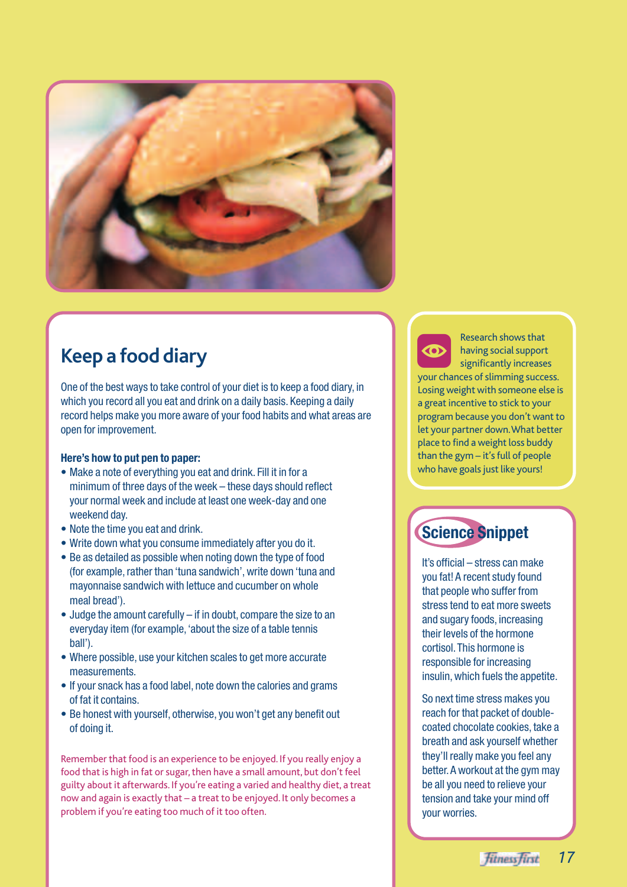## Keep a food diary

One of the best ways to take control of your diet is to keep a food diary, in which you record all you eat and drink on a daily basis. Keeping a daily record helps make you more aware of your food habits and what areas are open for improvement.

**Here's how to put pen to paper:**

- Make a note of everything you eat and drink. Fill it in for a minimum of three days of the week – these days should reflect your normal week and include at least one week-day and one weekend day.
- Note the time you eat and drink.
- Write down what you consume immediately after you do it.
- Be as detailed as possible when noting down the type of food (for example, rather than 'tuna sandwich', write down 'tuna and mayonnaise sandwich with lettuce and cucumber on whole meal bread').
- Judge the amount carefully – if in doubt, compare the size to an everyday item (for example, 'about the size of a table tennis ball').
- Where possible, use your kitchen scales to get more accurate measurements.
- If your snack has a food label, note down the calories and grams of fat it contains.
- Be honest with yourself, otherwise, you won't get any benefit out of doing it.

Remember that food is an experience to be enjoyed. If you really enjoy a food that is high in fat or sugar, then have a small amount, but don't feel guilty about it afterwards. If you're eating a varied and healthy diet, a treat now and again is exactly that – a treat to be enjoyed. It only becomes a problem if you're eating too much of it too often.

Research shows that having social support significantly increases your chances of slimming success. Losing weight with someone else is a great incentive to stick to your program because you don't want to let your partner down. What better place to find a weight loss buddy than the gym – it's full of people who have goals just like yours!

## Science Snippet

It's official – stress can make you fat! A recent study found that people who suffer from stress tend to eat more sweets and sugary foods, increasing their levels of the hormone cortisol. This hormone is responsible for increasing insulin, which fuels the appetite.

So next time stress makes you reach for that packet of double-coated chocolate cookies, take a breath and ask yourself whether they'll really make you feel any better. A workout at the gym may be all you need to relieve your tension and take your mind off your worries.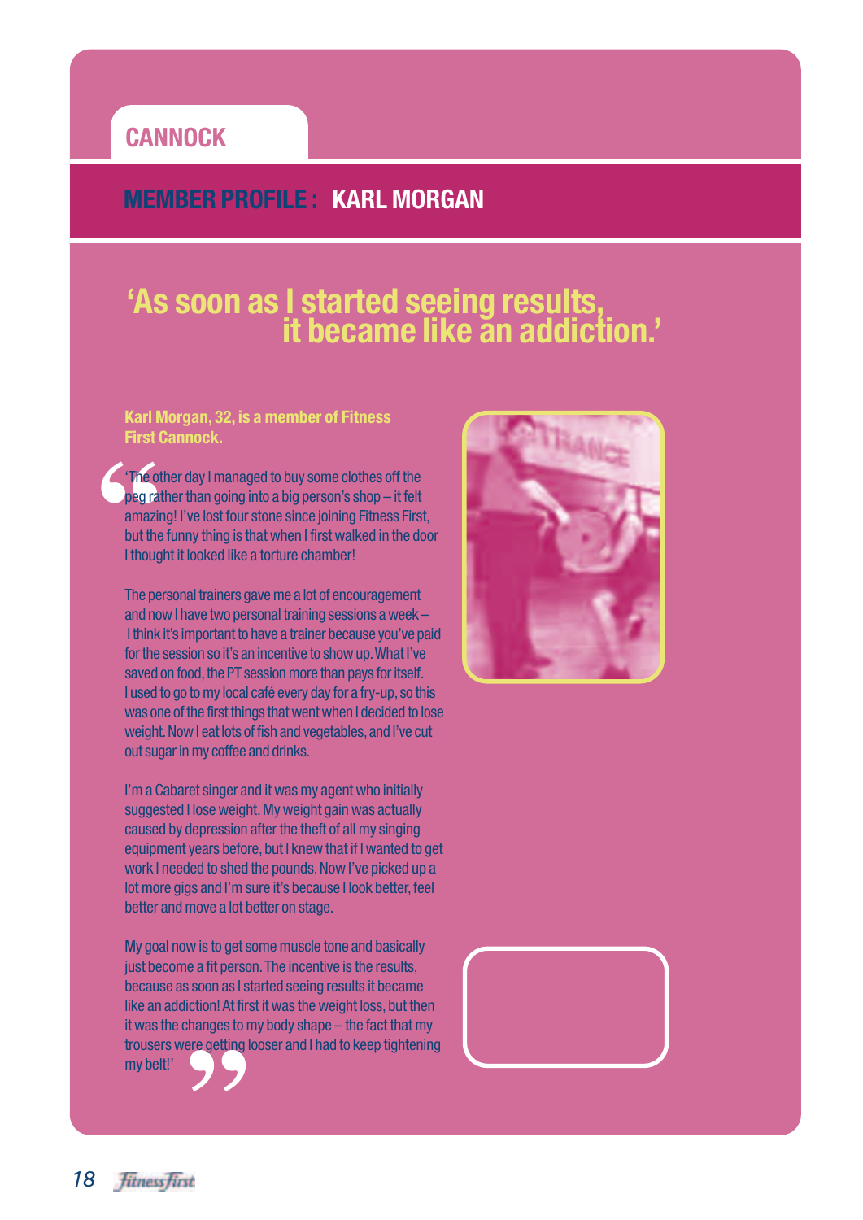CANNOCK

## MEMBER PROFILE : KARL MORGAN

# 'As soon as I started seeing results, it became like an addiction.'

**Karl Morgan, 32, is a member of Fitness First Cannock.**

'The other day I managed to buy some clothes off the peg rather than going into a big person's shop – it felt amazing! I've lost four stone since joining Fitness First, but the funny thing is that when I first walked in the door I thought it looked like a torture chamber!

The personal trainers gave me a lot of encouragement and now I have two personal training sessions a week – I think it's important to have a trainer because you've paid for the session so it's an incentive to show up. What I've saved on food, the PT session more than pays for itself. I used to go to my local café every day for a fry-up, so this was one of the first things that went when I decided to lose weight. Now I eat lots of fish and vegetables, and I've cut out sugar in my coffee and drinks.

I'm a Cabaret singer and it was my agent who initially suggested I lose weight. My weight gain was actually caused by depression after the theft of all my singing equipment years before, but I knew that if I wanted to get work I needed to shed the pounds. Now I've picked up a lot more gigs and I'm sure it's because I look better, feel better and move a lot better on stage.

My goal now is to get some muscle tone and basically just become a fit person. The incentive is the results, because as soon as I started seeing results it became like an addiction! At first it was the weight loss, but then it was the changes to my body shape – the fact that my trousers were getting looser and I had to keep tightening my belt!'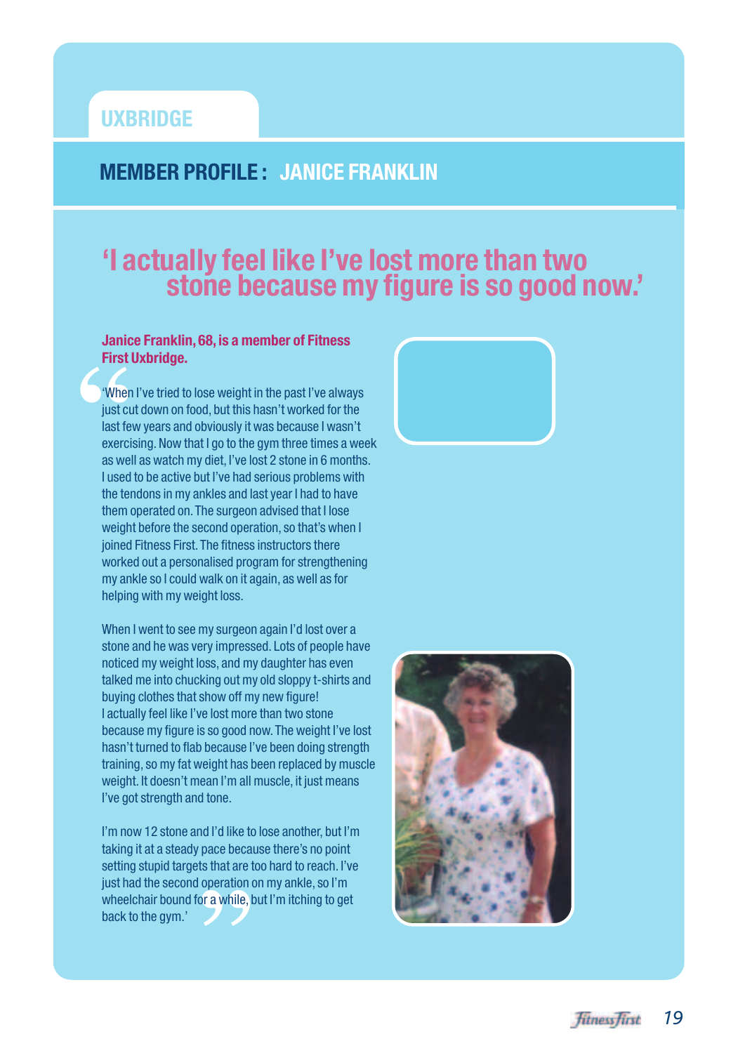## UXBRIDGE

## MEMBER PROFILE : JANICE FRANKLIN

# 'I actually feel like I've lost more than two stone because my figure is so good now.'

**Janice Franklin, 68, is a member of Fitness First Uxbridge.**

'When I've tried to lose weight in the past I've always just cut down on food, but this hasn't worked for the last few years and obviously it was because I wasn't exercising. Now that I go to the gym three times a week as well as watch my diet, I've lost 2 stone in 6 months. I used to be active but I've had serious problems with the tendons in my ankles and last year I had to have them operated on. The surgeon advised that I lose weight before the second operation, so that's when I joined Fitness First. The fitness instructors there worked out a personalised program for strengthening my ankle so I could walk on it again, as well as for helping with my weight loss.

When I went to see my surgeon again I'd lost over a stone and he was very impressed. Lots of people have noticed my weight loss, and my daughter has even talked me into chucking out my old sloppy t-shirts and buying clothes that show off my new figure! I actually feel like I've lost more than two stone because my figure is so good now. The weight I've lost hasn't turned to flab because I've been doing strength training, so my fat weight has been replaced by muscle weight. It doesn't mean I'm all muscle, it just means I've got strength and tone.

I'm now 12 stone and I'd like to lose another, but I'm taking it at a steady pace because there's no point setting stupid targets that are too hard to reach. I've just had the second operation on my ankle, so I'm wheelchair bound for a while, but I'm itching to get back to the gym.'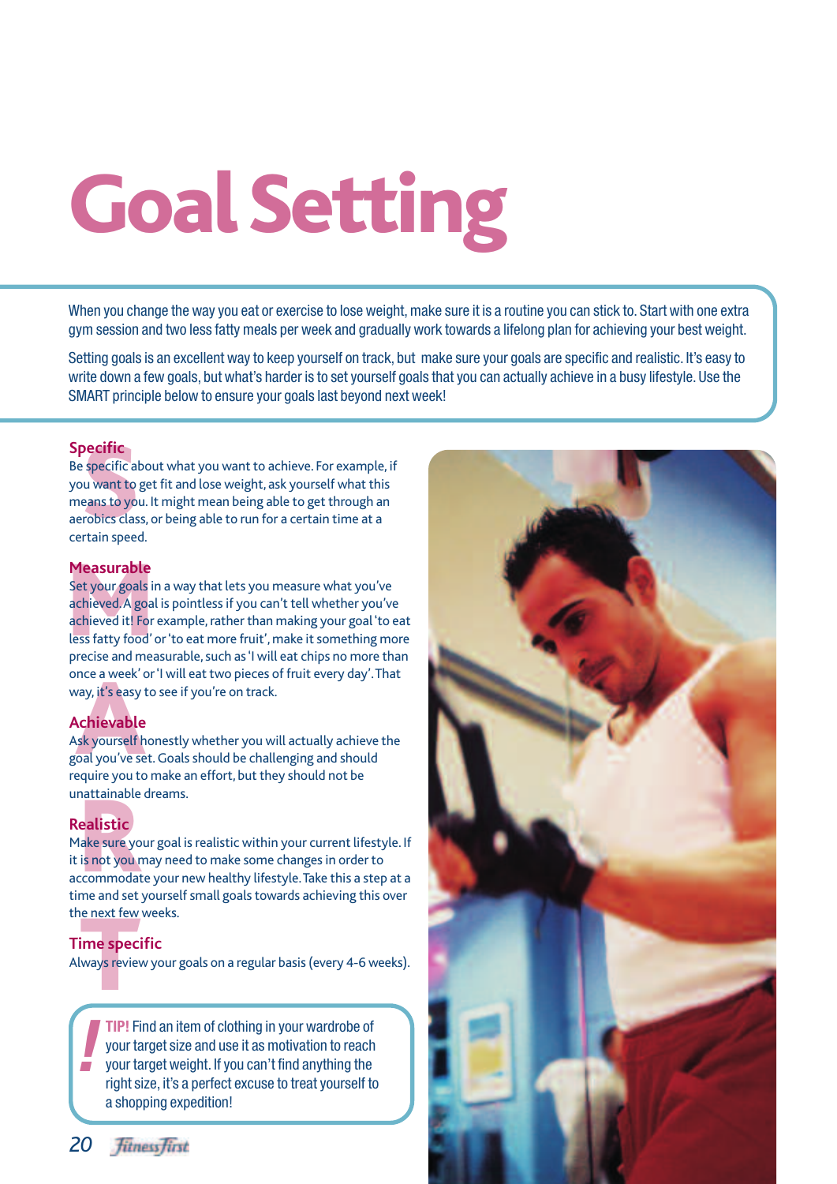# Goal Setting

When you change the way you eat or exercise to lose weight, make sure it is a routine you can stick to. Start with one extra gym session and two less fatty meals per week and gradually work towards a lifelong plan for achieving your best weight.

Setting goals is an excellent way to keep yourself on track, but make sure your goals are specific and realistic. It's easy to write down a few goals, but what's harder is to set yourself goals that you can actually achieve in a busy lifestyle. Use the SMART principle below to ensure your goals last beyond next week!

## Specific

Be specific about what you want to achieve. For example, if you want to get fit and lose weight, ask yourself what this means to you. It might mean being able to get through an aerobics class, or being able to run for a certain time at a certain speed.

## Measurable

Set your goals in a way that lets you measure what you've achieved. A goal is pointless if you can't tell whether you've achieved it! For example, rather than making your goal 'to eat less fatty food' or 'to eat more fruit', make it something more precise and measurable, such as 'I will eat chips no more than once a week' or 'I will eat two pieces of fruit every day'. That way, it's easy to see if you're on track.

## Achievable

Ask yourself honestly whether you will actually achieve the goal you've set. Goals should be challenging and should require you to make an effort, but they should not be unattainable dreams.

## Realistic

Make sure your goal is realistic within your current lifestyle. If it is not you may need to make some changes in order to accommodate your new healthy lifestyle. Take this a step at a time and set yourself small goals towards achieving this over the next few weeks.

## Time specific

Always review your goals on a regular basis (every 4-6 weeks).

**TIP!** Find an item of clothing in your wardrobe of your target size and use it as motivation to reach your target weight. If you can't find anything the right size, it's a perfect excuse to treat yourself to a shopping expedition!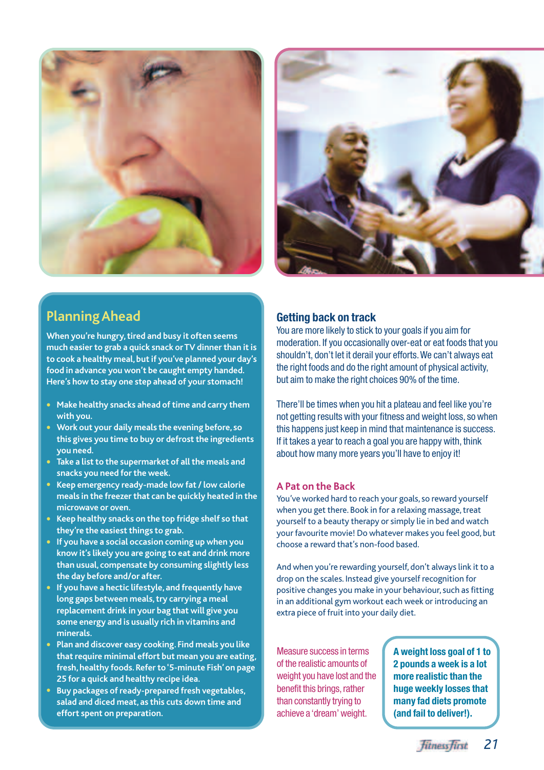## Planning Ahead

When you're hungry, tired and busy it often seems much easier to grab a quick snack or TV dinner than it is to cook a healthy meal, but if you've planned your day's food in advance you won't be caught empty handed. Here's how to stay one step ahead of your stomach!

- Make healthy snacks ahead of time and carry them with you.
- Work out your daily meals the evening before, so this gives you time to buy or defrost the ingredients you need.
- Take a list to the supermarket of all the meals and snacks you need for the week.
- Keep emergency ready-made low fat / low calorie meals in the freezer that can be quickly heated in the microwave or oven.
- Keep healthy snacks on the top fridge shelf so that they're the easiest things to grab.
- If you have a social occasion coming up when you know it's likely you are going to eat and drink more than usual, compensate by consuming slightly less the day before and/or after.
- If you have a hectic lifestyle, and frequently have long gaps between meals, try carrying a meal replacement drink in your bag that will give you some energy and is usually rich in vitamins and minerals.
- Plan and discover easy cooking. Find meals you like that require minimal effort but mean you are eating, fresh, healthy foods. Refer to '5-minute Fish' on page 25 for a quick and healthy recipe idea.
- Buy packages of ready-prepared fresh vegetables, salad and diced meat, as this cuts down time and effort spent on preparation.

## Getting back on track

You are more likely to stick to your goals if you aim for moderation. If you occasionally over-eat or eat foods that you shouldn't, don't let it derail your efforts. We can't always eat the right foods and do the right amount of physical activity, but aim to make the right choices 90% of the time.

There'll be times when you hit a plateau and feel like you're not getting results with your fitness and weight loss, so when this happens just keep in mind that maintenance is success. If it takes a year to reach a goal you are happy with, think about how many more years you'll have to enjoy it!

## A Pat on the Back

You've worked hard to reach your goals, so reward yourself when you get there. Book in for a relaxing massage, treat yourself to a beauty therapy or simply lie in bed and watch your favourite movie! Do whatever makes you feel good, but choose a reward that's non-food based.

And when you're rewarding yourself, don't always link it to a drop on the scales. Instead give yourself recognition for positive changes you make in your behaviour, such as fitting in an additional gym workout each week or introducing an extra piece of fruit into your daily diet.

Measure success in terms of the realistic amounts of weight you have lost and the benefit this brings, rather than constantly trying to achieve a 'dream' weight.

**A weight loss goal of 1 to 2 pounds a week is a lot more realistic than the huge weekly losses that many fad diets promote (and fail to deliver!).**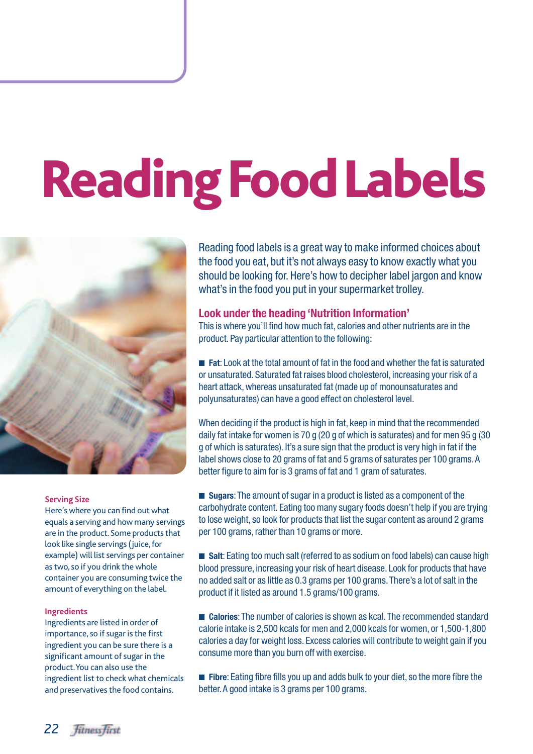# Reading Food Labels

Reading food labels is a great way to make informed choices about the food you eat, but it's not always easy to know exactly what you should be looking for. Here's how to decipher label jargon and know what's in the food you put in your supermarket trolley.

## Look under the heading 'Nutrition Information'

This is where you'll find how much fat, calories and other nutrients are in the product. Pay particular attention to the following:

- **Fat**: Look at the total amount of fat in the food and whether the fat is saturated or unsaturated. Saturated fat raises blood cholesterol, increasing your risk of a heart attack, whereas unsaturated fat (made up of monounsaturates and polyunsaturates) can have a good effect on cholesterol level.

When deciding if the product is high in fat, keep in mind that the recommended daily fat intake for women is 70 g (20 g of which is saturates) and for men 95 g (30 g of which is saturates). It's a sure sign that the product is very high in fat if the label shows close to 20 grams of fat and 5 grams of saturates per 100 grams. A better figure to aim for is 3 grams of fat and 1 gram of saturates.

- **Sugars**: The amount of sugar in a product is listed as a component of the carbohydrate content. Eating too many sugary foods doesn't help if you are trying to lose weight, so look for products that list the sugar content as around 2 grams per 100 grams, rather than 10 grams or more.

- **Salt**: Eating too much salt (referred to as sodium on food labels) can cause high blood pressure, increasing your risk of heart disease. Look for products that have no added salt or as little as 0.3 grams per 100 grams. There's a lot of salt in the product if it listed as around 1.5 grams/100 grams.

- **Calories**: The number of calories is shown as kcal. The recommended standard calorie intake is 2,500 kcals for men and 2,000 kcals for women, or 1,500-1,800 calories a day for weight loss. Excess calories will contribute to weight gain if you consume more than you burn off with exercise.

- **Fibre**: Eating fibre fills you up and adds bulk to your diet, so the more fibre the better. A good intake is 3 grams per 100 grams.

### Serving Size

Here's where you can find out what equals a serving and how many servings are in the product. Some products that look like single servings (juice, for example) will list servings per container as two, so if you drink the whole container you are consuming twice the amount of everything on the label.

### Ingredients

Ingredients are listed in order of importance, so if sugar is the first ingredient you can be sure there is a significant amount of sugar in the product. You can also use the ingredient list to check what chemicals and preservatives the food contains.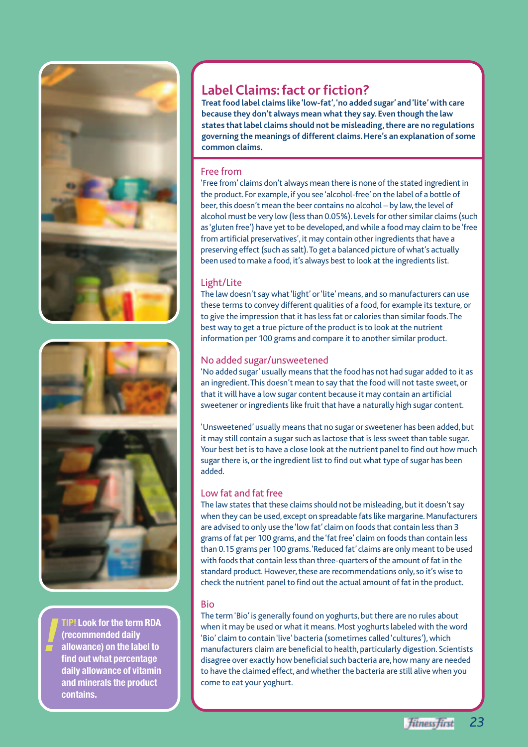## Label Claims: fact or fiction?

**Treat food label claims like 'low-fat', 'no added sugar' and 'lite' with care because they don't always mean what they say. Even though the law states that label claims should not be misleading, there are no regulations governing the meanings of different claims. Here's an explanation of some common claims.**

### Free from

'Free from' claims don't always mean there is none of the stated ingredient in the product. For example, if you see 'alcohol-free' on the label of a bottle of beer, this doesn't mean the beer contains no alcohol – by law, the level of alcohol must be very low (less than 0.05%). Levels for other similar claims (such as 'gluten free') have yet to be developed, and while a food may claim to be 'free from artificial preservatives', it may contain other ingredients that have a preserving effect (such as salt). To get a balanced picture of what's actually been used to make a food, it's always best to look at the ingredients list.

### Light/Lite

The law doesn't say what 'light' or 'lite' means, and so manufacturers can use these terms to convey different qualities of a food, for example its texture, or to give the impression that it has less fat or calories than similar foods. The best way to get a true picture of the product is to look at the nutrient information per 100 grams and compare it to another similar product.

### No added sugar/unsweetened

'No added sugar' usually means that the food has not had sugar added to it as an ingredient. This doesn't mean to say that the food will not taste sweet, or that it will have a low sugar content because it may contain an artificial sweetener or ingredients like fruit that have a naturally high sugar content.

'Unsweetened' usually means that no sugar or sweetener has been added, but it may still contain a sugar such as lactose that is less sweet than table sugar. Your best bet is to have a close look at the nutrient panel to find out how much sugar there is, or the ingredient list to find out what type of sugar has been added.

### Low fat and fat free

The law states that these claims should not be misleading, but it doesn't say when they can be used, except on spreadable fats like margarine. Manufacturers are advised to only use the 'low fat' claim on foods that contain less than 3 grams of fat per 100 grams, and the 'fat free' claim on foods than contain less than 0.15 grams per 100 grams. 'Reduced fat' claims are only meant to be used with foods that contain less than three-quarters of the amount of fat in the standard product. However, these are recommendations only, so it's wise to check the nutrient panel to find out the actual amount of fat in the product.

### Bio

The term 'Bio' is generally found on yoghurts, but there are no rules about when it may be used or what it means. Most yoghurts labeled with the word 'Bio' claim to contain 'live' bacteria (sometimes called 'cultures'), which manufacturers claim are beneficial to health, particularly digestion. Scientists disagree over exactly how beneficial such bacteria are, how many are needed to have the claimed effect, and whether the bacteria are still alive when you come to eat your yoghurt.

**TIP! Look for the term RDA (recommended daily allowance) on the label to find out what percentage daily allowance of vitamin and minerals the product contains.**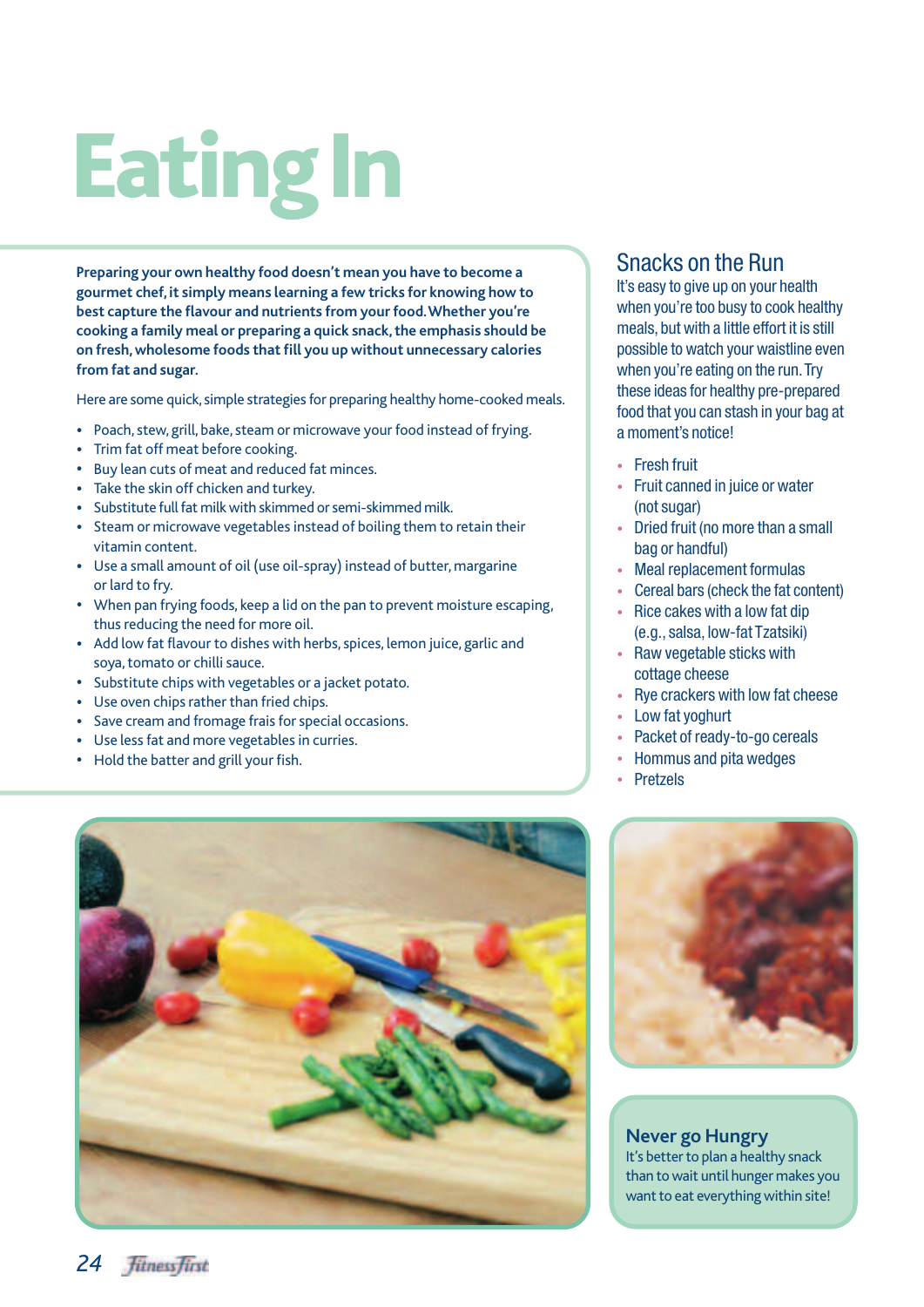# Eating In

**Preparing your own healthy food doesn't mean you have to become a gourmet chef, it simply means learning a few tricks for knowing how to best capture the flavour and nutrients from your food. Whether you're cooking a family meal or preparing a quick snack, the emphasis should be on fresh, wholesome foods that fill you up without unnecessary calories from fat and sugar.**

Here are some quick, simple strategies for preparing healthy home-cooked meals.

- Poach, stew, grill, bake, steam or microwave your food instead of frying.
- Trim fat off meat before cooking.
- Buy lean cuts of meat and reduced fat minces.
- Take the skin off chicken and turkey.
- Substitute full fat milk with skimmed or semi-skimmed milk.
- Steam or microwave vegetables instead of boiling them to retain their vitamin content.
- Use a small amount of oil (use oil-spray) instead of butter, margarine or lard to fry.
- When pan frying foods, keep a lid on the pan to prevent moisture escaping, thus reducing the need for more oil.
- Add low fat flavour to dishes with herbs, spices, lemon juice, garlic and soya, tomato or chilli sauce.
- Substitute chips with vegetables or a jacket potato.
- Use oven chips rather than fried chips.
- Save cream and fromage frais for special occasions.
- Use less fat and more vegetables in curries.
- Hold the batter and grill your fish.

## Snacks on the Run

It's easy to give up on your health when you're too busy to cook healthy meals, but with a little effort it is still possible to watch your waistline even when you're eating on the run. Try these ideas for healthy pre-prepared food that you can stash in your bag at a moment's notice!

- Fresh fruit
- Fruit canned in juice or water (not sugar)
- Dried fruit (no more than a small bag or handful)
- Meal replacement formulas
- Cereal bars (check the fat content)
- Rice cakes with a low fat dip (e.g., salsa, low-fat Tzatsiki)
- Raw vegetable sticks with cottage cheese
- Rye crackers with low fat cheese
- Low fat yoghurt
- Packet of ready-to-go cereals
- Hommus and pita wedges
- Pretzels

### Never go Hungry

It's better to plan a healthy snack than to wait until hunger makes you want to eat everything within site!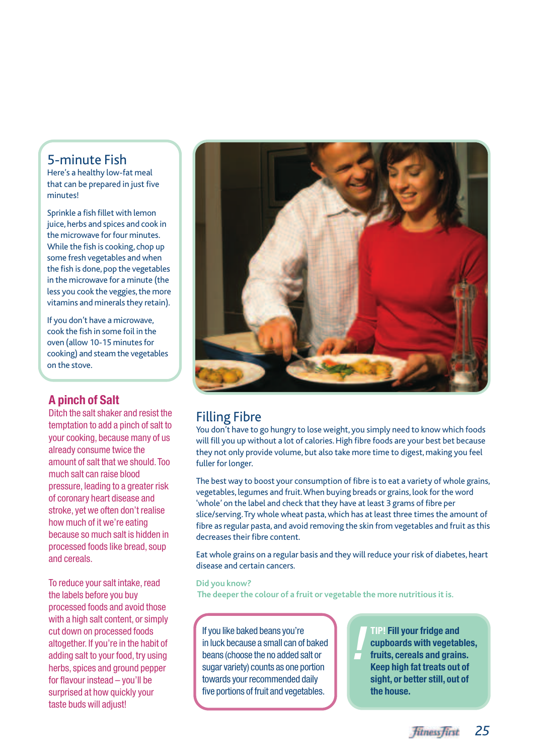## 5-minute Fish

Here's a healthy low-fat meal that can be prepared in just five minutes!

Sprinkle a fish fillet with lemon juice, herbs and spices and cook in the microwave for four minutes. While the fish is cooking, chop up some fresh vegetables and when the fish is done, pop the vegetables in the microwave for a minute (the less you cook the veggies, the more vitamins and minerals they retain).

If you don't have a microwave, cook the fish in some foil in the oven (allow 10-15 minutes for cooking) and steam the vegetables on the stove.

## A pinch of Salt

Ditch the salt shaker and resist the temptation to add a pinch of salt to your cooking, because many of us already consume twice the amount of salt that we should. Too much salt can raise blood pressure, leading to a greater risk of coronary heart disease and stroke, yet we often don't realise how much of it we're eating because so much salt is hidden in processed foods like bread, soup and cereals.

To reduce your salt intake, read the labels before you buy processed foods and avoid those with a high salt content, or simply cut down on processed foods altogether. If you're in the habit of adding salt to your food, try using herbs, spices and ground pepper for flavour instead – you'll be surprised at how quickly your taste buds will adjust!

## Filling Fibre

You don't have to go hungry to lose weight, you simply need to know which foods will fill you up without a lot of calories. High fibre foods are your best bet because they not only provide volume, but also take more time to digest, making you feel fuller for longer.

The best way to boost your consumption of fibre is to eat a variety of whole grains, vegetables, legumes and fruit. When buying breads or grains, look for the word 'whole' on the label and check that they have at least 3 grams of fibre per slice/serving. Try whole wheat pasta, which has at least three times the amount of fibre as regular pasta, and avoid removing the skin from vegetables and fruit as this decreases their fibre content.

Eat whole grains on a regular basis and they will reduce your risk of diabetes, heart disease and certain cancers.

**Did you know?**
The deeper the colour of a fruit or vegetable the more nutritious it is.

If you like baked beans you're in luck because a small can of baked beans (choose the no added salt or sugar variety) counts as one portion towards your recommended daily five portions of fruit and vegetables.

**TIP! Fill your fridge and cupboards with vegetables, fruits, cereals and grains. Keep high fat treats out of sight, or better still, out of the house.**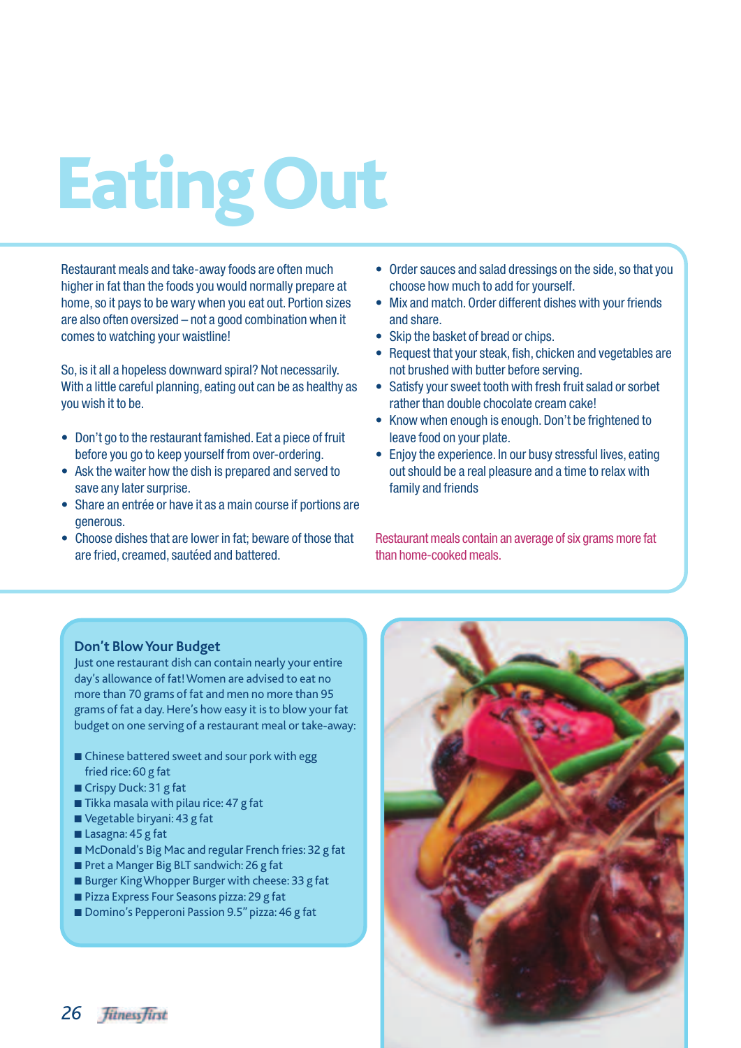# Eating Out

Restaurant meals and take-away foods are often much higher in fat than the foods you would normally prepare at home, so it pays to be wary when you eat out. Portion sizes are also often oversized – not a good combination when it comes to watching your waistline!

So, is it all a hopeless downward spiral? Not necessarily. With a little careful planning, eating out can be as healthy as you wish it to be.

- Don't go to the restaurant famished. Eat a piece of fruit before you go to keep yourself from over-ordering.
- Ask the waiter how the dish is prepared and served to save any later surprise.
- Share an entrée or have it as a main course if portions are generous.
- Choose dishes that are lower in fat; beware of those that are fried, creamed, sautéed and battered.
- Order sauces and salad dressings on the side, so that you choose how much to add for yourself.
- Mix and match. Order different dishes with your friends and share.
- Skip the basket of bread or chips.
- Request that your steak, fish, chicken and vegetables are not brushed with butter before serving.
- Satisfy your sweet tooth with fresh fruit salad or sorbet rather than double chocolate cream cake!
- Know when enough is enough. Don't be frightened to leave food on your plate.
- Enjoy the experience. In our busy stressful lives, eating out should be a real pleasure and a time to relax with family and friends

Restaurant meals contain an average of six grams more fat than home-cooked meals.

## Don't Blow Your Budget

Just one restaurant dish can contain nearly your entire day's allowance of fat! Women are advised to eat no more than 70 grams of fat and men no more than 95 grams of fat a day. Here's how easy it is to blow your fat budget on one serving of a restaurant meal or take-away:

- Chinese battered sweet and sour pork with egg fried rice: 60 g fat
- Crispy Duck: 31 g fat
- Tikka masala with pilau rice: 47 g fat
- Vegetable biryani: 43 g fat
- Lasagna: 45 g fat
- McDonald's Big Mac and regular French fries: 32 g fat
- Pret a Manger Big BLT sandwich: 26 g fat
- Burger King Whopper Burger with cheese: 33 g fat
- Pizza Express Four Seasons pizza: 29 g fat
- Domino's Pepperoni Passion 9.5" pizza: 46 g fat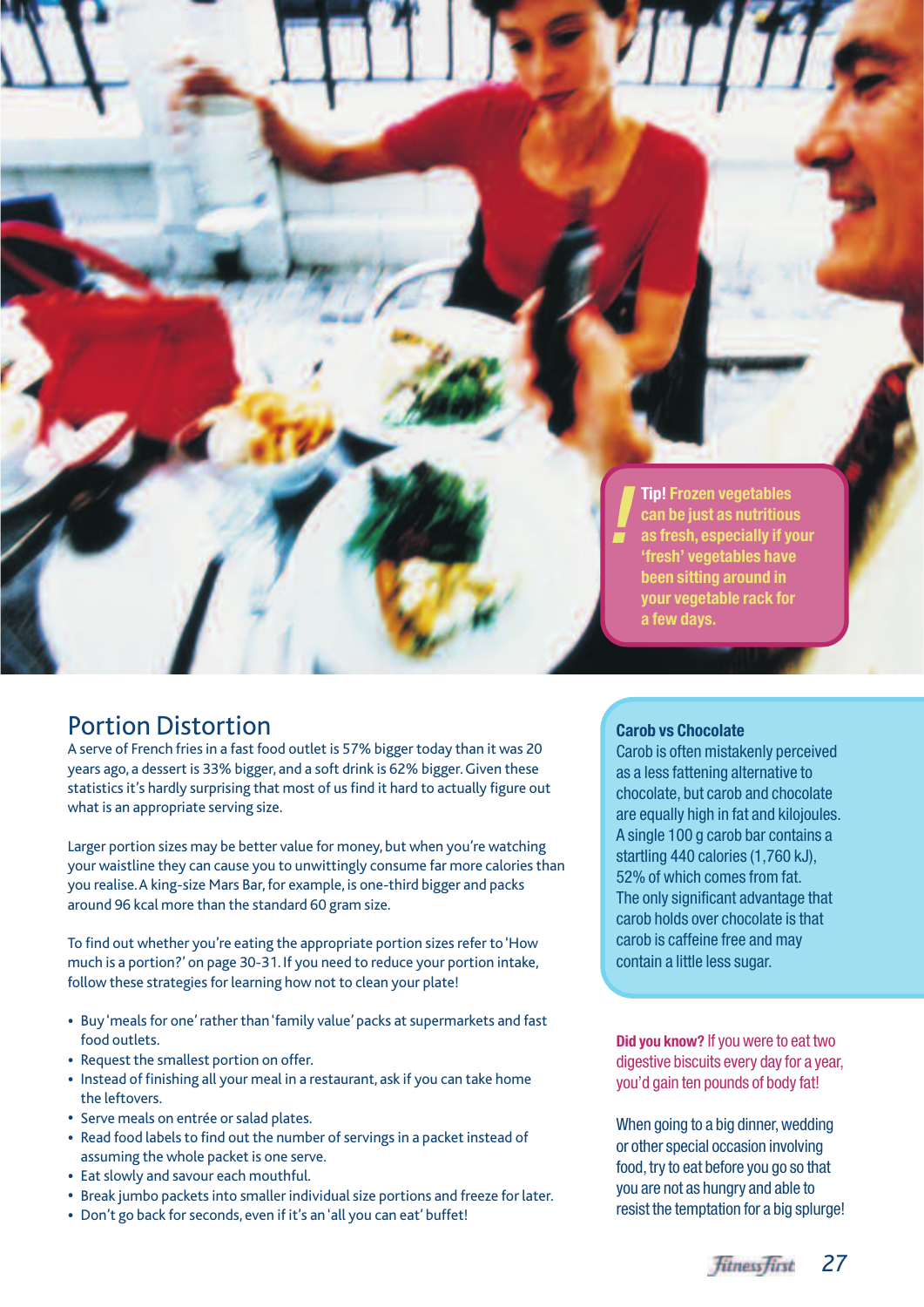**Tip!** Frozen vegetables can be just as nutritious as fresh, especially if your 'fresh' vegetables have been sitting around in your vegetable rack for a few days.

## Portion Distortion

A serve of French fries in a fast food outlet is 57% bigger today than it was 20 years ago, a dessert is 33% bigger, and a soft drink is 62% bigger. Given these statistics it's hardly surprising that most of us find it hard to actually figure out what is an appropriate serving size.

Larger portion sizes may be better value for money, but when you're watching your waistline they can cause you to unwittingly consume far more calories than you realise. A king-size Mars Bar, for example, is one-third bigger and packs around 96 kcal more than the standard 60 gram size.

To find out whether you're eating the appropriate portion sizes refer to 'How much is a portion?' on page 30-31. If you need to reduce your portion intake, follow these strategies for learning how not to clean your plate!

- Buy 'meals for one' rather than 'family value' packs at supermarkets and fast food outlets.
- Request the smallest portion on offer.
- Instead of finishing all your meal in a restaurant, ask if you can take home the leftovers.
- Serve meals on entrée or salad plates.
- Read food labels to find out the number of servings in a packet instead of assuming the whole packet is one serve.
- Eat slowly and savour each mouthful.
- Break jumbo packets into smaller individual size portions and freeze for later.
- Don't go back for seconds, even if it's an 'all you can eat' buffet!

### Carob vs Chocolate

Carob is often mistakenly perceived as a less fattening alternative to chocolate, but carob and chocolate are equally high in fat and kilojoules. A single 100 g carob bar contains a startling 440 calories (1,760 kJ), 52% of which comes from fat. The only significant advantage that carob holds over chocolate is that carob is caffeine free and may contain a little less sugar.

**Did you know?** If you were to eat two digestive biscuits every day for a year, you'd gain ten pounds of body fat!

When going to a big dinner, wedding or other special occasion involving food, try to eat before you go so that you are not as hungry and able to resist the temptation for a big splurge!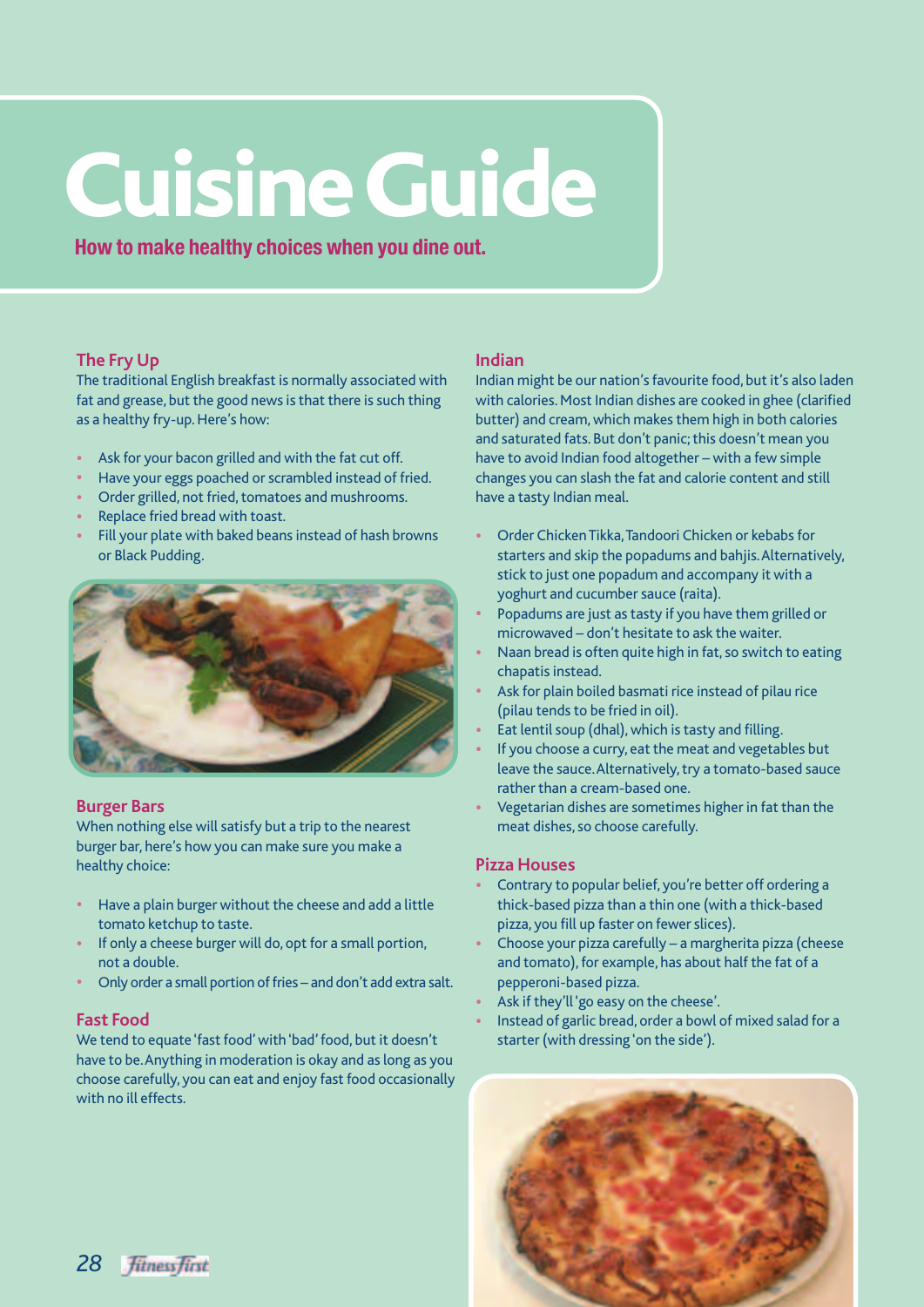# Cuisine Guide

**How to make healthy choices when you dine out.**

## The Fry Up

The traditional English breakfast is normally associated with fat and grease, but the good news is that there is such thing as a healthy fry-up. Here's how:

- Ask for your bacon grilled and with the fat cut off.
- Have your eggs poached or scrambled instead of fried.
- Order grilled, not fried, tomatoes and mushrooms.
- Replace fried bread with toast.
- Fill your plate with baked beans instead of hash browns or Black Pudding.

## Burger Bars

When nothing else will satisfy but a trip to the nearest burger bar, here's how you can make sure you make a healthy choice:

- Have a plain burger without the cheese and add a little tomato ketchup to taste.
- If only a cheese burger will do, opt for a small portion, not a double.
- Only order a small portion of fries – and don't add extra salt.

## Fast Food

We tend to equate 'fast food' with 'bad' food, but it doesn't have to be. Anything in moderation is okay and as long as you choose carefully, you can eat and enjoy fast food occasionally with no ill effects.

## Indian

Indian might be our nation's favourite food, but it's also laden with calories. Most Indian dishes are cooked in ghee (clarified butter) and cream, which makes them high in both calories and saturated fats. But don't panic; this doesn't mean you have to avoid Indian food altogether – with a few simple changes you can slash the fat and calorie content and still have a tasty Indian meal.

- Order Chicken Tikka, Tandoori Chicken or kebabs for starters and skip the popadums and bahjis. Alternatively, stick to just one popadum and accompany it with a yoghurt and cucumber sauce (raita).
- Popadums are just as tasty if you have them grilled or microwaved – don't hesitate to ask the waiter.
- Naan bread is often quite high in fat, so switch to eating chapatis instead.
- Ask for plain boiled basmati rice instead of pilau rice (pilau tends to be fried in oil).
- Eat lentil soup (dhal), which is tasty and filling.
- If you choose a curry, eat the meat and vegetables but leave the sauce. Alternatively, try a tomato-based sauce rather than a cream-based one.
- Vegetarian dishes are sometimes higher in fat than the meat dishes, so choose carefully.

## Pizza Houses

- Contrary to popular belief, you're better off ordering a thick-based pizza than a thin one (with a thick-based pizza, you fill up faster on fewer slices).
- Choose your pizza carefully – a margherita pizza (cheese and tomato), for example, has about half the fat of a pepperoni-based pizza.
- Ask if they'll 'go easy on the cheese'.
- Instead of garlic bread, order a bowl of mixed salad for a starter (with dressing 'on the side').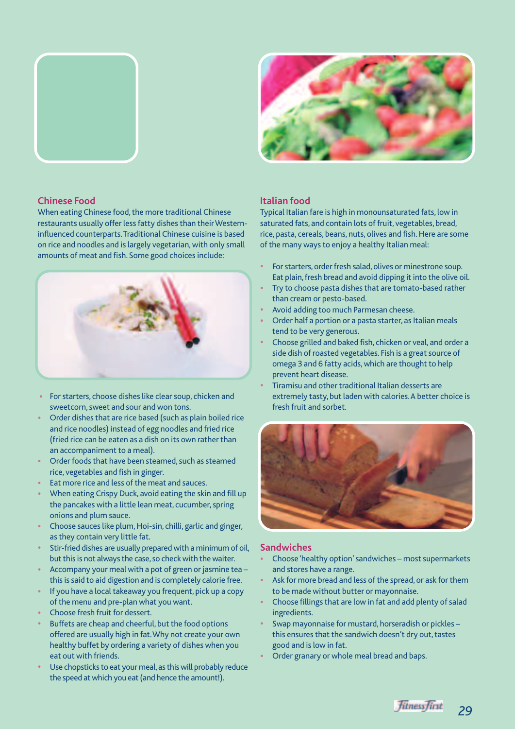## Chinese Food

When eating Chinese food, the more traditional Chinese restaurants usually offer less fatty dishes than their Western-influenced counterparts. Traditional Chinese cuisine is based on rice and noodles and is largely vegetarian, with only small amounts of meat and fish. Some good choices include:

- For starters, choose dishes like clear soup, chicken and sweetcorn, sweet and sour and won tons.
- Order dishes that are rice based (such as plain boiled rice and rice noodles) instead of egg noodles and fried rice (fried rice can be eaten as a dish on its own rather than an accompaniment to a meal).
- Order foods that have been steamed, such as steamed rice, vegetables and fish in ginger.
- Eat more rice and less of the meat and sauces.
- When eating Crispy Duck, avoid eating the skin and fill up the pancakes with a little lean meat, cucumber, spring onions and plum sauce.
- Choose sauces like plum, Hoi-sin, chilli, garlic and ginger, as they contain very little fat.
- Stir-fried dishes are usually prepared with a minimum of oil, but this is not always the case, so check with the waiter.
- Accompany your meal with a pot of green or jasmine tea – this is said to aid digestion and is completely calorie free.
- If you have a local takeaway you frequent, pick up a copy of the menu and pre-plan what you want.
- Choose fresh fruit for dessert.
- Buffets are cheap and cheerful, but the food options offered are usually high in fat. Why not create your own healthy buffet by ordering a variety of dishes when you eat out with friends.
- Use chopsticks to eat your meal, as this will probably reduce the speed at which you eat (and hence the amount!).

## Italian food

Typical Italian fare is high in monounsaturated fats, low in saturated fats, and contain lots of fruit, vegetables, bread, rice, pasta, cereals, beans, nuts, olives and fish. Here are some of the many ways to enjoy a healthy Italian meal:

- For starters, order fresh salad, olives or minestrone soup. Eat plain, fresh bread and avoid dipping it into the olive oil.
- Try to choose pasta dishes that are tomato-based rather than cream or pesto-based.
- Avoid adding too much Parmesan cheese.
- Order half a portion or a pasta starter, as Italian meals tend to be very generous.
- Choose grilled and baked fish, chicken or veal, and order a side dish of roasted vegetables. Fish is a great source of omega 3 and 6 fatty acids, which are thought to help prevent heart disease.
- Tiramisu and other traditional Italian desserts are extremely tasty, but laden with calories. A better choice is fresh fruit and sorbet.

## Sandwiches

- Choose 'healthy option' sandwiches – most supermarkets and stores have a range.
- Ask for more bread and less of the spread, or ask for them to be made without butter or mayonnaise.
- Choose fillings that are low in fat and add plenty of salad ingredients.
- Swap mayonnaise for mustard, horseradish or pickles – this ensures that the sandwich doesn't dry out, tastes good and is low in fat.
- Order granary or whole meal bread and baps.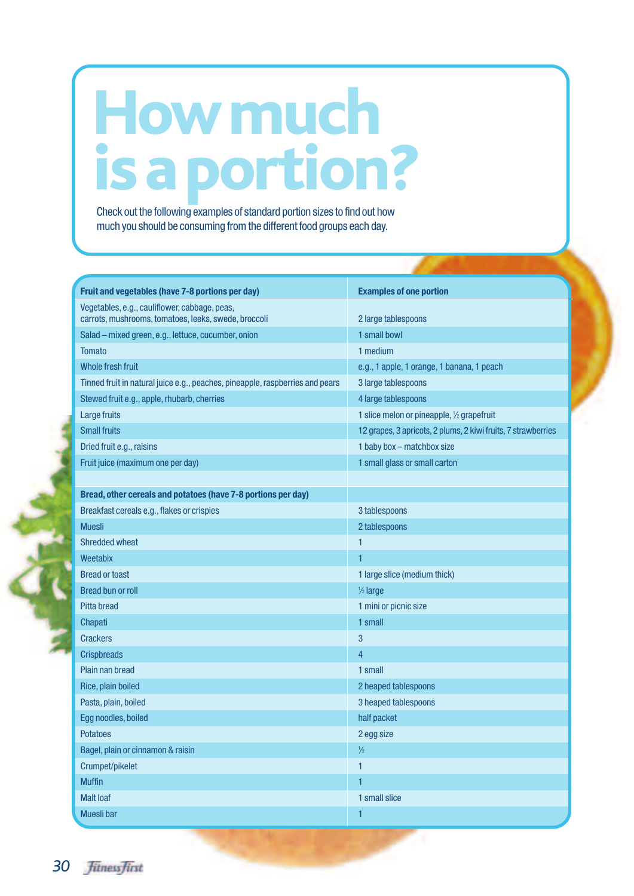# How much is a portion?

Check out the following examples of standard portion sizes to find out how much you should be consuming from the different food groups each day.

| **Fruit and vegetables (have 7-8 portions per day)** | **Examples of one portion** |
|---|---|
| Vegetables, e.g., cauliflower, cabbage, peas, carrots, mushrooms, tomatoes, leeks, swede, broccoli | 2 large tablespoons |
| Salad – mixed green, e.g., lettuce, cucumber, onion | 1 small bowl |
| Tomato | 1 medium |
| Whole fresh fruit | e.g., 1 apple, 1 orange, 1 banana, 1 peach |
| Tinned fruit in natural juice e.g., peaches, pineapple, raspberries and pears | 3 large tablespoons |
| Stewed fruit e.g., apple, rhubarb, cherries | 4 large tablespoons |
| Large fruits | 1 slice melon or pineapple, ½ grapefruit |
| Small fruits | 12 grapes, 3 apricots, 2 plums, 2 kiwi fruits, 7 strawberries |
| Dried fruit e.g., raisins | 1 baby box – matchbox size |
| Fruit juice (maximum one per day) | 1 small glass or small carton |
| | |
| **Bread, other cereals and potatoes (have 7-8 portions per day)** | |
| Breakfast cereals e.g., flakes or crispies | 3 tablespoons |
| Muesli | 2 tablespoons |
| Shredded wheat | 1 |
| Weetabix | 1 |
| Bread or toast | 1 large slice (medium thick) |
| Bread bun or roll | ½ large |
| Pitta bread | 1 mini or picnic size |
| Chapati | 1 small |
| Crackers | 3 |
| Crispbreads | 4 |
| Plain nan bread | 1 small |
| Rice, plain boiled | 2 heaped tablespoons |
| Pasta, plain, boiled | 3 heaped tablespoons |
| Egg noodles, boiled | half packet |
| Potatoes | 2 egg size |
| Bagel, plain or cinnamon & raisin | ½ |
| Crumpet/pikelet | 1 |
| Muffin | 1 |
| Malt loaf | 1 small slice |
| Muesli bar | 1 |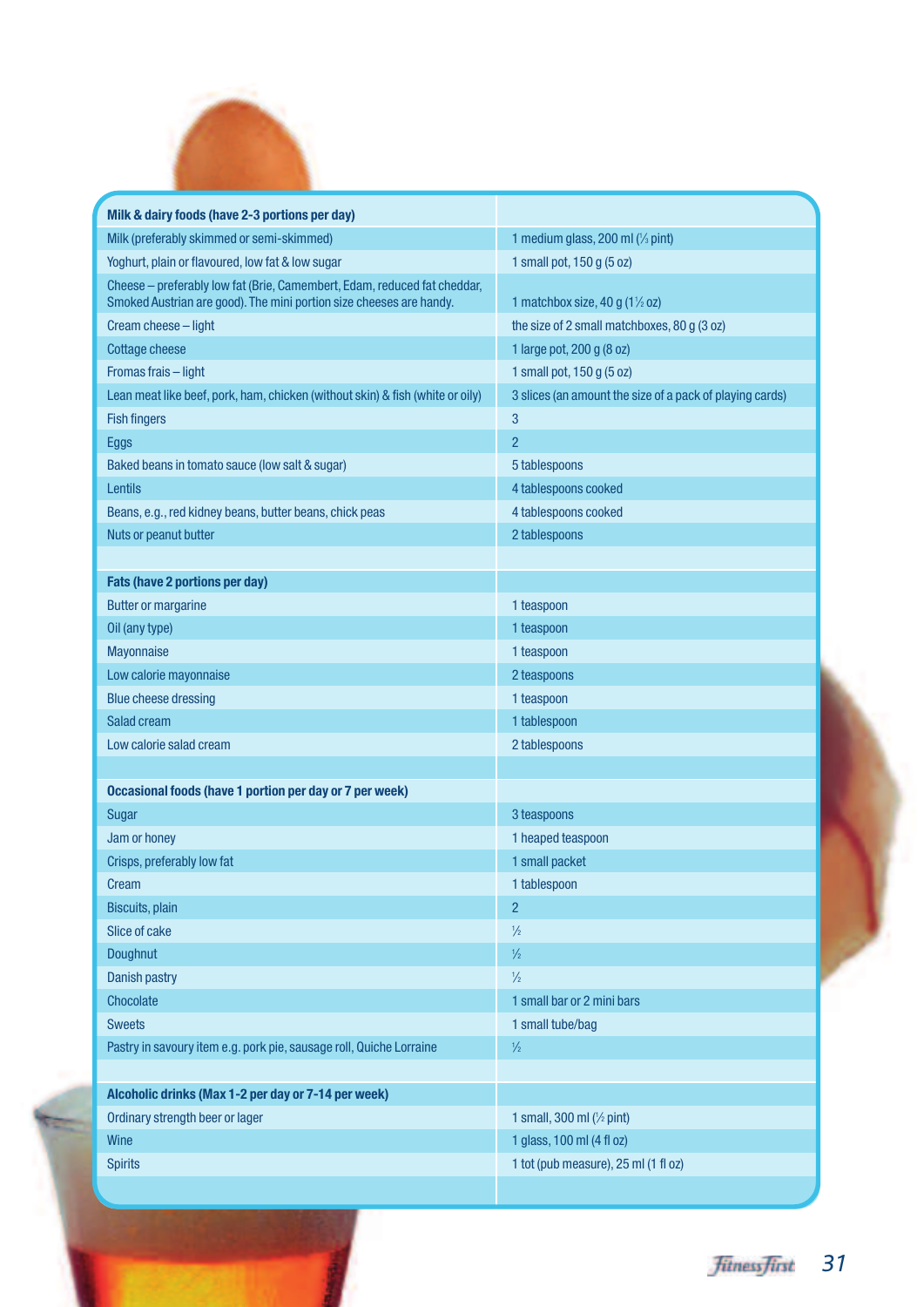| Milk & dairy foods (have 2-3 portions per day) | |
|---|---|
| Milk (preferably skimmed or semi-skimmed) | 1 medium glass, 200 ml (⅓ pint) |
| Yoghurt, plain or flavoured, low fat & low sugar | 1 small pot, 150 g (5 oz) |
| Cheese – preferably low fat (Brie, Camembert, Edam, reduced fat cheddar, Smoked Austrian are good). The mini portion size cheeses are handy. | 1 matchbox size, 40 g (1½ oz) |
| Cream cheese – light | the size of 2 small matchboxes, 80 g (3 oz) |
| Cottage cheese | 1 large pot, 200 g (8 oz) |
| Fromas frais – light | 1 small pot, 150 g (5 oz) |
| Lean meat like beef, pork, ham, chicken (without skin) & fish (white or oily) | 3 slices (an amount the size of a pack of playing cards) |
| Fish fingers | 3 |
| Eggs | 2 |
| Baked beans in tomato sauce (low salt & sugar) | 5 tablespoons |
| Lentils | 4 tablespoons cooked |
| Beans, e.g., red kidney beans, butter beans, chick peas | 4 tablespoons cooked |
| Nuts or peanut butter | 2 tablespoons |
| | |
| **Fats (have 2 portions per day)** | |
| Butter or margarine | 1 teaspoon |
| Oil (any type) | 1 teaspoon |
| Mayonnaise | 1 teaspoon |
| Low calorie mayonnaise | 2 teaspoons |
| Blue cheese dressing | 1 teaspoon |
| Salad cream | 1 tablespoon |
| Low calorie salad cream | 2 tablespoons |
| | |
| **Occasional foods (have 1 portion per day or 7 per week)** | |
| Sugar | 3 teaspoons |
| Jam or honey | 1 heaped teaspoon |
| Crisps, preferably low fat | 1 small packet |
| Cream | 1 tablespoon |
| Biscuits, plain | 2 |
| Slice of cake | ½ |
| Doughnut | ½ |
| Danish pastry | ½ |
| Chocolate | 1 small bar or 2 mini bars |
| Sweets | 1 small tube/bag |
| Pastry in savoury item e.g. pork pie, sausage roll, Quiche Lorraine | ½ |
| | |
| **Alcoholic drinks (Max 1-2 per day or 7-14 per week)** | |
| Ordinary strength beer or lager | 1 small, 300 ml (½ pint) |
| Wine | 1 glass, 100 ml (4 fl oz) |
| Spirits | 1 tot (pub measure), 25 ml (1 fl oz) |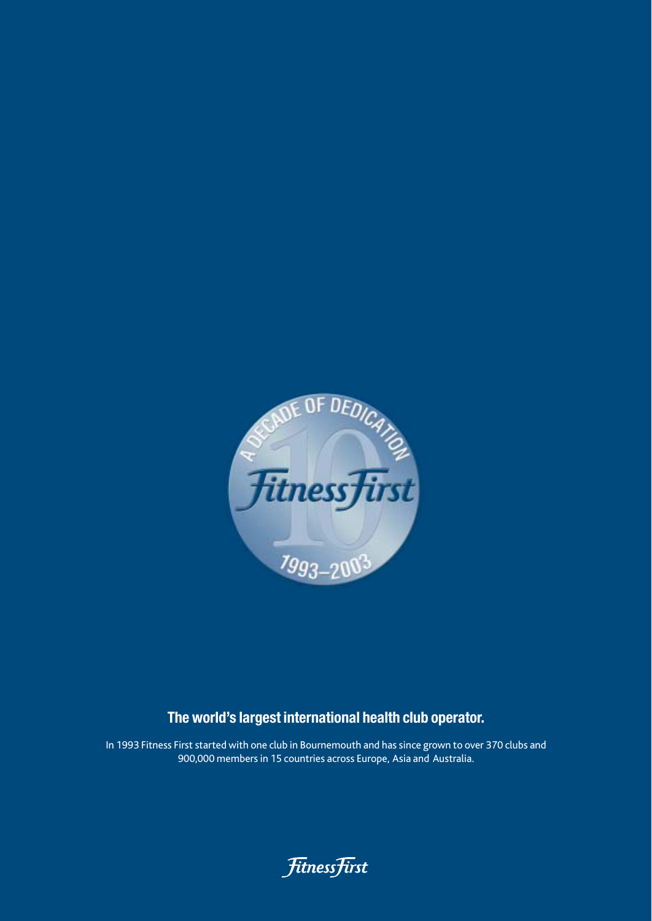A DECADE OF DEDICATION

Fitness First

1993–2003

**The world's largest international health club operator.**

In 1993 Fitness First started with one club in Bournemouth and has since grown to over 370 clubs and 900,000 members in 15 countries across Europe, Asia and Australia.

Fitness First